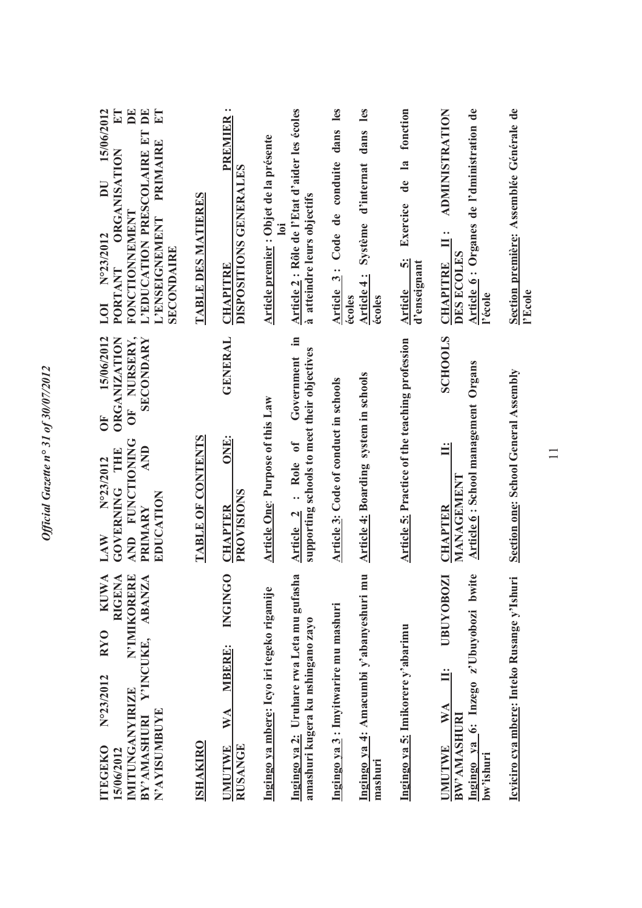**ITEGEKO N°23/2012 RYO KUWA 15/06/2012 RIGENA IMITUNGANYIRIZE N'IMIKORERE BY'AMASHURI Y'INCUKE, ABANZA N'AYISUMBUYE**

**ISHAKIRO**

**UMUTWE WA MBERE: INGINGO RUSANGE**

Ingingo ya mbere: Icyo iri tegeko rigamije

Ingingo ya 2: Uruhare rwa Leta mu gufasha amashuri kugera ku nshingano zayo

Ingingo ya 3 : Imyitwarire mu mashuri

Ingingo ya 4: Amacumbi y'abanyeshuri mu mashuri

Ingingo ya 5: Imikorere y'abarimu

**UMUTWE WA II: UBUYOBOZI BW'AMASHURI**

Ingingo ya 6: Inzego z'Ubuyobozi bwite bw'ishuri

Icyiciro cya mbere: Inteko Rusange y'Ishuri

**LAW N°23/2012 OF 15/06/2012 GOVERNING THE ORGANIZATION AND FUNCTIONING OF NURSERY, PRIMARY AND SECONDARY EDUCATION**

**TABLE OF CONTENTS**

**CHAPTER ONE: GENERAL PROVISIONS**

Article One: Purpose of this Law

Article 2 : Role of Government in supporting schools to meet their objectives

Article 3: Code of conduct in schools

Article 4: Boarding system in schools

Article 5: Practice of the teaching profession

**CHAPTER II: SCHOOLS MANAGEMENT**

Article 6 : School management Organs

Section one: School General Assembly

**LOI N°23/2012 DU 15/06/2012 PORTANT ORGANISATION ET FONCTIONNEMENT DE L'EDUCATION PRESCOLAIRE ET DE L'ENSEIGNEMENT PRIMAIRE ET SECONDAIRE**

**TABLE DES MATIERES**

**CHAPITRE PREMIER : DISPOSITIONS GENERALES**

Article premier : Objet de la présente loi

Article 2 : Rôle de l'Etat d'aider les écoles à atteindre leurs objectifs

Article 3 : Code de conduite dans les écoles

Article 4 : Système d'internat dans les écoles

Article 5: Exercice de la fonction d'enseignant

**CHAPITRE II : ADMINISTRATION DES ECOLES**

Article 6 : Organes de l'dministration de l'école

Section première: Assemblée Générale de l'Ecole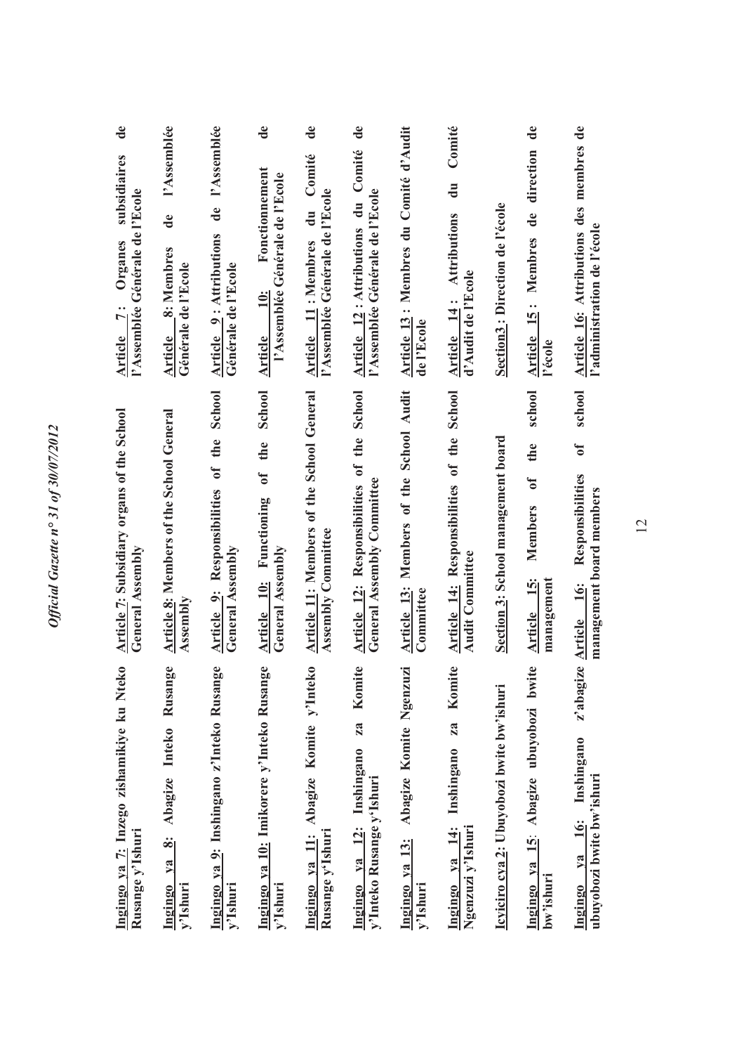| Kinyarwanda | English | Français |
|---|---|---|
| **Ingingo ya 7: Inzego zishamikiye ku Nteko Rusange y'Ishuri** | **Article 7: Subsidiary organs of the School General Assembly** | **Article 7 : Organes subsidiaires de l'Assemblée Générale de l'Ecole** |
| **Ingingo ya 8: Abagize Inteko Rusange y'Ishuri** | **Article 8: Members of the School General Assembly** | **Article 8: Membres de l'Assemblée Générale de l'Ecole** |
| **Ingingo ya 9: Inshingano z'Inteko Rusange y'Ishuri** | **Article 9: Responsibilities of the School General Assembly** | **Article 9 : Attributions de l'Assemblée Générale de l'Ecole** |
| **Ingingo ya 10: Imikorere y'Inteko Rusange y'Ishuri** | **Article 10: Functioning of the School General Assembly** | **Article 10: Fonctionnement de l'Assemblée Générale de l'Ecole** |
| **Ingingo ya 11: Abagize Komite y'Inteko Rusange y'Ishuri** | **Article 11: Members of the School General Assembly Committee** | **Article 11 : Membres du Comité de l'Assemblée Générale de l'Ecole** |
| **Ingingo ya 12: Inshingano za Komite y'Inteko Rusange y'Ishuri** | **Article 12: Responsibilities of the School General Assembly Committee** | **Article 12 : Attributions du Comité de l'Assemblée Générale de l'Ecole** |
| **Ingingo ya 13: Abagize Komite Ngenzuzi y'Ishuri** | **Article 13: Members of the School Audit Committee** | **Article 13 : Membres du Comité d'Audit de l'Ecole** |
| **Ingingo ya 14: Inshingano za Komite Ngenzuzi y'Ishuri** | **Article 14: Responsibilities of the School Audit Committee** | **Article 14 : Attributions du Comité d'Audit de l'Ecole** |
| **Icyiciro cya 2: Ubuyobozi bwite bw'ishuri** | **Section 3: School management board** | **Section3 : Direction de l'école** |
| **Ingingo ya 15: Abagize ubuyobozi bwite bw'ishuri** | **Article 15: Members of the school management** | **Article 15 : Membres de direction de l'école** |
| **Ingingo ya 16: Inshingano z'abagize ubuyobozi bwite bw'ishuri** | **Article 16: Responsibilities of school management board members** | **Article 16: Attributions des membres de l'administration de l'école** |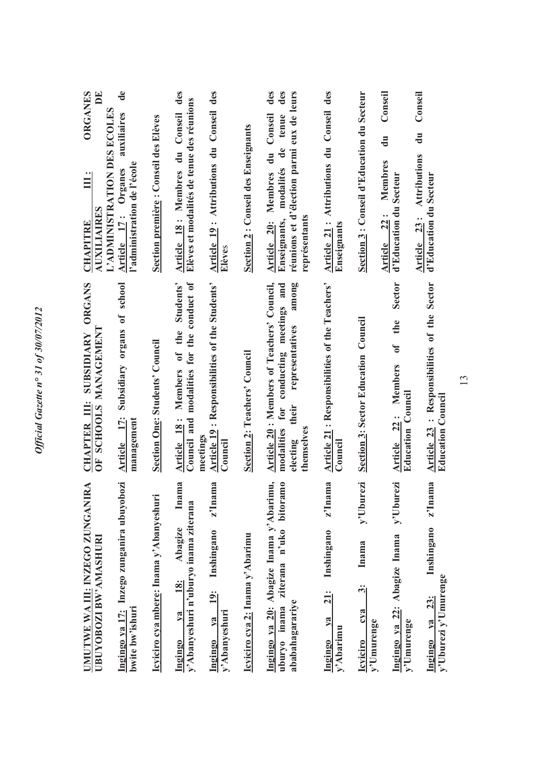**UMUTWE WA III: INZEGO ZUNGANIRA UBUYOBOZI BW'AMASHURI**

**Ingingo ya 17: Inzego zunganira ubuyobozi bwite bw'ishuri**

**Icyiciro cya mbere: Inama y'Abanyeshuri**

**Ingingo ya 18: Abagize Inama y'Abanyeshuri n'uburyo inama ziterana**

**Ingingo ya 19: Inshingano z'Inama y'Abanyeshuri**

**Icyiciro cya 2: Inama y'Abarimu**

**Ingingo ya 20: Abagize Inama y'Abarimu, uburyo inama ziterana n'uko bitoramo ababahagarariye**

**Ingingo ya 21: Inshingano z'Inama y'Abarimu**

**Icyiciro cya 3: Inama y'Uburezi y'Umurenge**

**Ingingo ya 22: Abagize Inama y'Uburezi y'Umurenge**

**Ingingo ya 23: Inshingano z'Inama y'Uburezi y'Umurenge**

**CHAPTER III: SUBSIDIARY ORGANS OF SCHOOLS MANAGEMENT**

**Article 17: Subsidiary organs of school management**

**Section One: Students' Council**

**Article 18: Members of the Students' Council and modalities for the conduct of meetings**

**Article 19: Responsibilities of the Students' Council**

**Section 2: Teachers' Council**

**Article 20: Members of Teachers' Council, modalities for conducting meetings and electing their representatives among themselves**

**Article 21: Responsibilities of the Teachers' Council**

**Section 3: Sector Education Council**

**Article 22: Members of the Sector Education Council**

**Article 23: Responsibilities of the Sector Education Council**

**CHAPITRE III: ORGANES AUXILIAIRES DE L'ADMINISTRATION DES ECOLES**

**Article 17: Organes auxiliaires de l'administration de l'école**

**Section première: Conseil des Elèves**

**Article 18: Membres du Conseil des Elèves et modalités de tenue des réunions**

**Article 19: Attributions du Conseil des Elèves**

**Section 2: Conseil des Enseignants**

**Article 20: Membres du Conseil des Enseignants, modalités de tenue des réunions et d'élection parmi eux de leurs représentants**

**Article 21: Attributions du Conseil des Enseignants**

**Section 3: Conseil d'Education du Secteur**

**Article 22: Membres du Conseil d'Education du Secteur**

**Article 23: Attributions du Conseil d'Education du Secteur**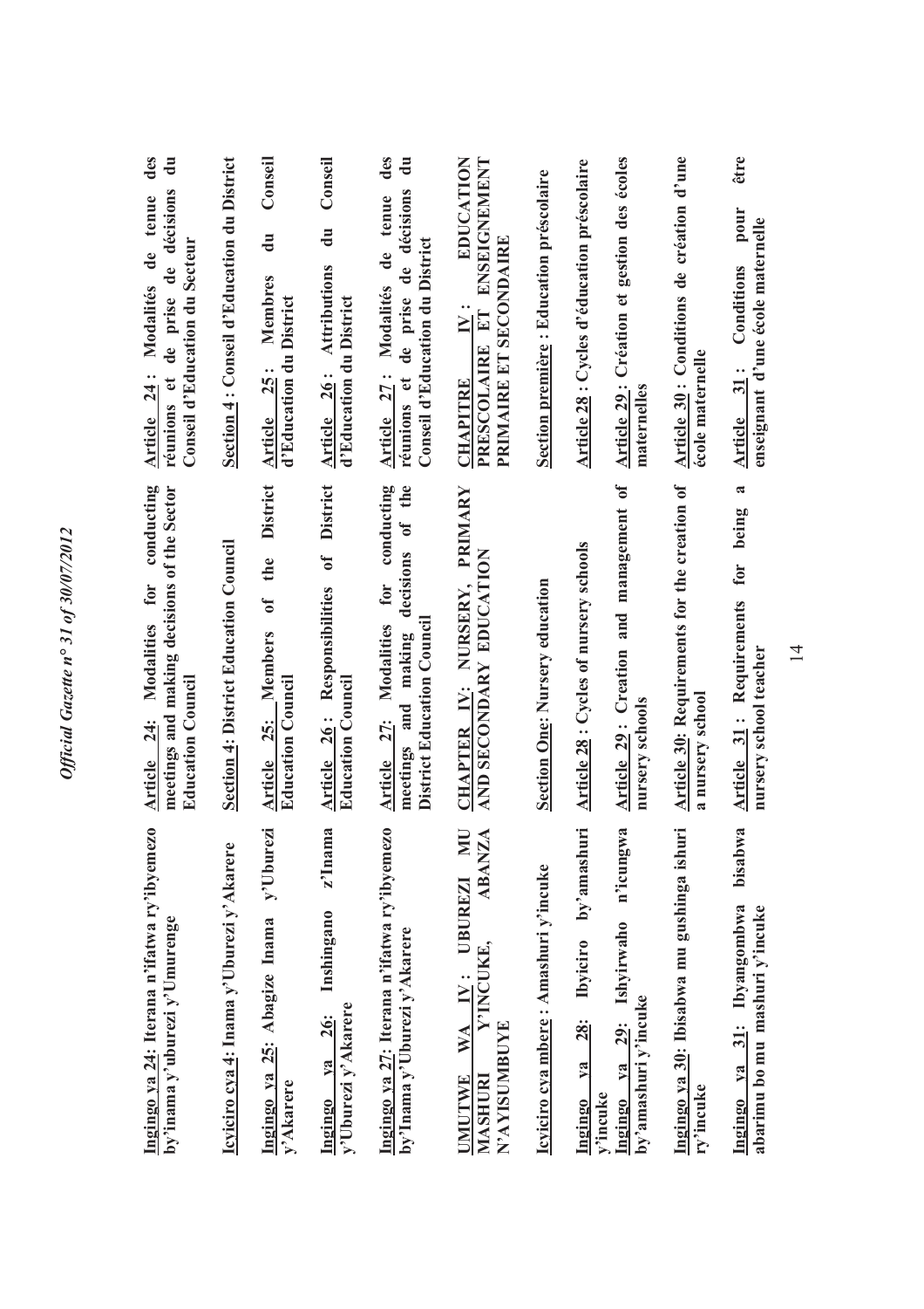**Ingingo ya 24: Iterana n'ifatwa ry'ibyemezo by'inama y'uburezi y'Umurenge**

**Icyiciro cya 4: Inama y'Uburezi y'Akarere**

**Ingingo ya 25: Abagize Inama y'Uburezi y'Akarere**

**Ingingo ya 26: Inshingano z'Inama y'Uburezi y'Akarere**

**Ingingo ya 27: Iterana n'ifatwa ry'ibyemezo by'Inama y'Uburezi y'Akarere**

**UMUTWE WA IV: UBUREZI MU MASHURI Y'INCUKE, ABANZA N'AYISUMBUYE**

**Icyiciro cya mbere : Amashuri y'incuke**

**Ingingo ya 28: Ibyiciro by'amashuri y'incuke**

**Ingingo ya 29: Ishyirwaho n'icungwa by'amashuri y'incuke**

**Ingingo ya 30: Ibisabwa mu gushinga ishuri ry'incuke**

**Ingingo ya 31: Ibyangombwa bisabwa abarimu bo mu mashuri y'incuke**

**Article 24: Modalities for conducting meetings and making decisions of the Sector Education Council**

**Section 4: District Education Council**

**Article 25: Members of the District Education Council**

**Article 26: Responsibilities of District Education Council**

**Article 27: Modalities for conducting meetings and making decisions of the District Education Council**

**CHAPTER IV: NURSERY, PRIMARY AND SECONDARY EDUCATION**

**Section One: Nursery education**

**Article 28: Cycles of nursery schools**

**Article 29: Creation and management of nursery schools**

**Article 30: Requirements for the creation of a nursery school**

**Article 31: Requirements for being a nursery school teacher**

**Article 24 : Modalités de tenue des réunions et de prise de décisions du Conseil d'Education du Secteur**

**Section 4 : Conseil d'Education du District**

**Article 25: Membres du Conseil d'Education du District**

**Article 26: Attributions du Conseil d'Education du District**

**Article 27: Modalités de tenue des réunions et de prise de décisions du Conseil d'Education du District**

**CHAPITRE IV: EDUCATION PRESCOLAIRE ET ENSEIGNEMENT PRIMAIRE ET SECONDAIRE**

**Section première : Education préscolaire**

**Article 28 : Cycles d'éducation préscolaire**

**Article 29 : Création et gestion des écoles maternelles**

**Article 30 : Conditions de création d'une école maternelle**

**Article 31 : Conditions pour être enseignant d'une école maternelle**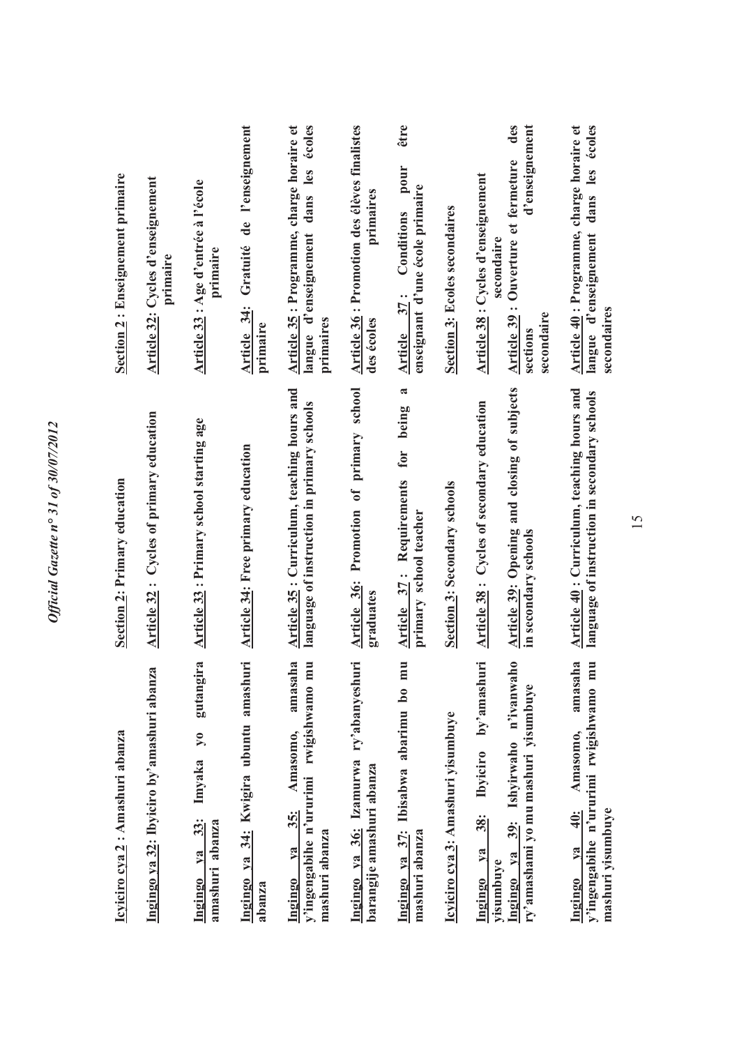**Icyiciro cya 2 : Amashuri abanza**

**Ingingo ya 32: Ibyiciro by'amashuri abanza**

**Ingingo ya 33: Imyaka yo gutangira amashuri abanza**

**Ingingo ya 34: Kwigira ubuntu amashuri abanza**

**Ingingo ya 35: Amasomo, amasaha y'ingengabihe n'ururimi rwigishwamo mu mashuri abanza**

**Ingingo ya 36: Izamurwa ry'abanyeshuri barangije amashuri abanza**

**Ingingo ya 37: Ibisabwa abarimu bo mu mashuri abanza**

**Icyiciro cya 3: Amashuri yisumbuye**

**Ingingo ya 38: Ibyiciro by'amashuri yisumbuye**

**Ingingo ya 39: Ishyirwaho n'ivanwaho ry'amashami yo mu mashuri yisumbuye**

**Ingingo ya 40: Amasomo, amasaha y'ingengabihe n'ururimi rwigishwamo mu mashuri yisumbuye**

**Section 2: Primary education**

**Article 32 : Cycles of primary education**

**Article 33 : Primary school starting age**

**Article 34: Free primary education**

**Article 35 : Curriculum, teaching hours and language of instruction in primary schools**

**Article 36: Promotion of primary school graduates**

**Article 37 : Requirements for being a primary school teacher**

**Section 3: Secondary schools**

**Article 38 : Cycles of secondary education**

**Article 39: Opening and closing of subjects in secondary schools**

**Article 40 : Curriculum, teaching hours and language of instruction in secondary schools**

**Section 2 : Enseignement primaire**

**Article 32: Cycles d'enseignement primaire**

**Article 33 : Age d'entrée à l'école primaire**

**Article 34: Gratuité de l'enseignement primaire**

**Article 35 : Programme, charge horaire et langue d'enseignement dans les écoles primaires**

**Article 36 : Promotion des élèves finalistes des écoles primaires**

**Article 37 : Conditions pour être enseignant d'une école primaire**

**Section 3: Ecoles secondaires**

**Article 38 : Cycles d'enseignement secondaire**

**Article 39 : Ouverture et fermeture des sections d'enseignement secondaire**

**Article 40 : Programme, charge horaire et langue d'enseignement dans les écoles secondaires**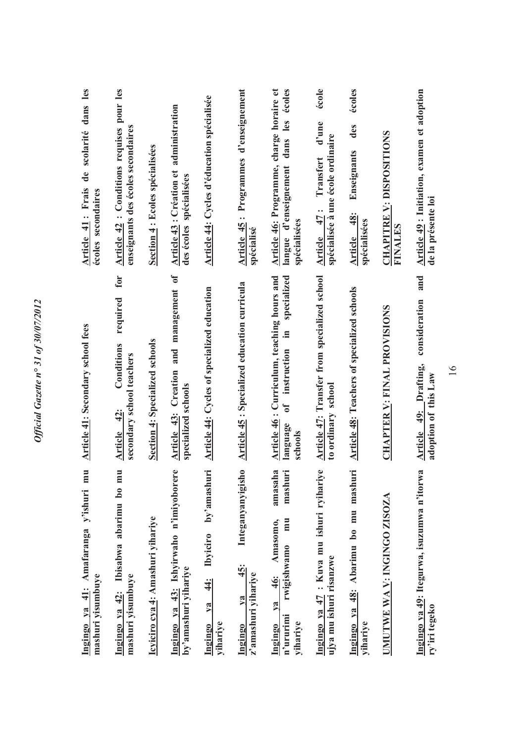**Ingingo ya 41: Amafaranga y'ishuri mu mashuri yisumbuye**

**Article 41: Secondary school fees**

**Article 41 : Frais de scolarité dans les écoles secondaires**

**Ingingo ya 42: Ibisabwa abarimu bo mu mashuri yisumbuye**

**Article 42: Conditions required for secondary school teachers**

**Article 42 : Conditions requises pour les enseignants des écoles secondaires**

**Icyiciro cya 4: Amashuri yihariye**

**Section 4: Specialized schools**

**Section 4 : Ecoles spécialisées**

**Ingingo ya 43: Ishyirwaho n'imiyoborere by'amashuri yihariye**

**Article 43: Creation and management of specialized schools**

**Article 43 : Création et administration des écoles spécialisées**

**Ingingo ya 44: Ibyiciro by'amashuri yihariye**

**Article 44: Cycles of specialized education**

**Article 44: Cycles d'éducation spécialisée**

**Ingingo ya 45: Integanyanyigisho z'amashuri yihariye**

**Article 45 : Specialized education curricula**

**Article 45 : Programmes d'enseignement spécialisé**

**Ingingo ya 46: Amasomo, amasaha n'ururimi rwigishwamo mu mashuri yihariye**

**Article 46 : Curriculum, teaching hours and language of instruction in specialized schools**

**Article 46: Programme, charge horaire et langue d'enseignement dans les écoles spécialisées**

**Ingingo ya 47 : Kuva mu ishuri ryihariye ujya mu ishuri risanzwe**

**Article 47: Transfer from specialized school to ordinary school**

**Article 47 : Transfert d'une école spécialisée à une école ordinaire**

**Ingingo ya 48: Abarimu bo mu mashuri yihariye**

**Article 48: Teachers of specialized schools**

**Article 48: Enseignants des écoles spécialisées**

**UMUTWE WA V: INGINGO ZISOZA**

**CHAPTER V: FINAL PROVISIONS**

**CHAPITRE V: DISPOSITIONS FINALES**

**Ingingo ya 49: Itegurwa, isuzumwa n'itorwa ry'iri tegeko**

**Article 49: Drafting, consideration and adoption of this Law**

**Article 49 : Initiation, examen et adoption de la présente loi**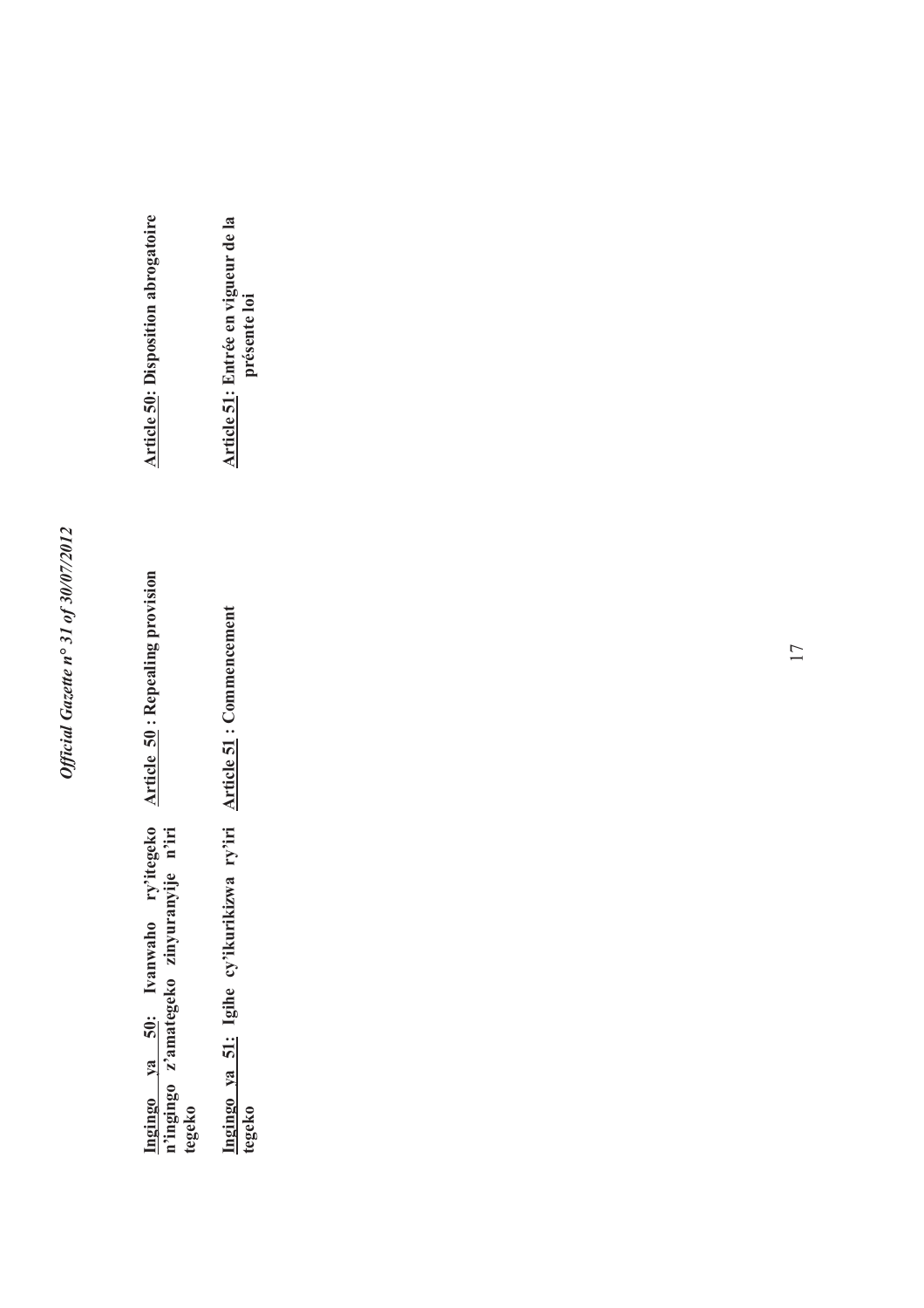**Ingingo ya 50: Ivanwaho ry'itegeko n'ingingo z'amategeko zinyuranyije n'iri tegeko**

**Ingingo ya 51: Igihe cy'ikurikizwa ry'iri tegeko**

**Article 50 : Repealing provision**

**Article 51 : Commencement**

**Article 50: Disposition abrogatoire**

**Article 51: Entrée en vigueur de la présente loi**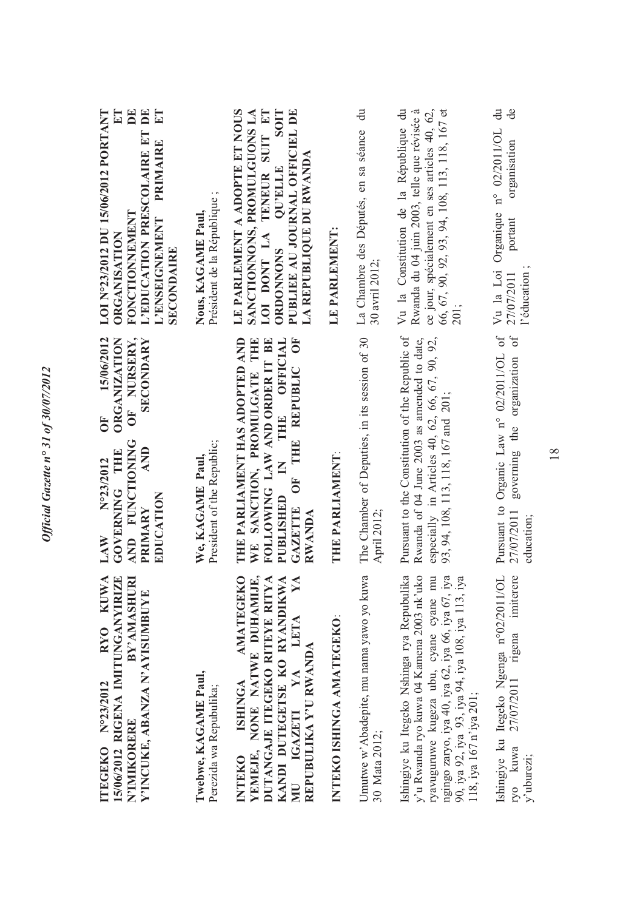**ITEGEKO N°23/2012 RYO KUWA 15/06/2012 RIGENA IMITUNGANYIRIZE N'IMIKORERE BY'AMASHURI Y'INCUKE, ABANZA N'AYISUMBUYE**

**Twebwe, KAGAME Paul,**
Perezida wa Repubulika;

**INTEKO ISHINGA AMATEGEKO YEMEJE, NONE NATWE DUHAMIJE, DUTANGAJE ITEGEKO RITEYE RITYA KANDI DUTEGETSE KO RYANDIKWA MU IGAZETI YA LETA YA REPUBULIKA Y'U RWANDA**

**INTEKO ISHINGA AMATEGEKO**:

Umutwe w'Abadepite, mu nama yawo yo kuwa 30 Mata 2012;

Ishingiye ku Itegeko Nshinga rya Repubulika y'u Rwanda ryo kuwa 04 Kamena 2003 nk'uko ryavuguruwe kugeza ubu, cyane cyane mu ngingo zaryo, iya 40, iya 62, iya 66, iya 67, iya 90, iya 92, iya 93, iya 94, iya 108, iya 113, iya 118, iya 167 n'iya 201;

Ishingiye ku Itegeko Ngenga n°02/2011/OL ryo kuwa 27/07/2011 rigena imiterere y'uburezi;

**LAW N°23/2012 OF 15/06/2012 GOVERNING THE ORGANIZATION AND FUNCTIONING OF NURSERY, PRIMARY AND SECONDARY EDUCATION**

**We, KAGAME Paul,**
President of the Republic;

**THE PARLIAMENT HAS ADOPTED AND WE SANCTION, PROMULGATE THE FOLLOWING LAW AND ORDER IT BE PUBLISHED IN THE OFFICIAL GAZETTE OF THE REPUBLIC OF RWANDA**

**THE PARLIAMENT**:

The Chamber of Deputies, in its session of 30 April 2012;

Pursuant to the Constitution of the Republic of Rwanda of 04 June 2003 as amended to date, especially in Articles 40, 62, 66, 67, 90, 92, 93, 94, 108, 113, 118, 167 and 201;

Pursuant to Organic Law n° 02/2011/OL of 27/07/2011 governing the organization of education;

**LOI N°23/2012 DU 15/06/2012 PORTANT ORGANISATION ET FONCTIONNEMENT DE L'EDUCATION PRESCOLAIRE ET DE L'ENSEIGNEMENT PRIMAIRE ET SECONDAIRE**

**Nous, KAGAME Paul,**
Président de la République ;

**LE PARLEMENT A ADOPTE ET NOUS SANCTIONNONS, PROMULGUONS LA LOI DONT LA TENEUR SUIT ET ORDONNONS QU'ELLE SOIT PUBLIEE AU JOURNAL OFFICIEL DE LA REPUBLIQUE DU RWANDA**

**LE PARLEMENT:**

La Chambre des Députés, en sa séance du 30 avril 2012;

Vu la Constitution de la République du Rwanda du 04 juin 2003, telle que révisée à ce jour, spécialement en ses articles 40, 62, 66, 67, 90, 92, 93, 94, 108, 113, 118, 167 et 201;

Vu la Loi Organique n° 02/2011/OL du 27/07/2011 portant organisation de l'éducation ;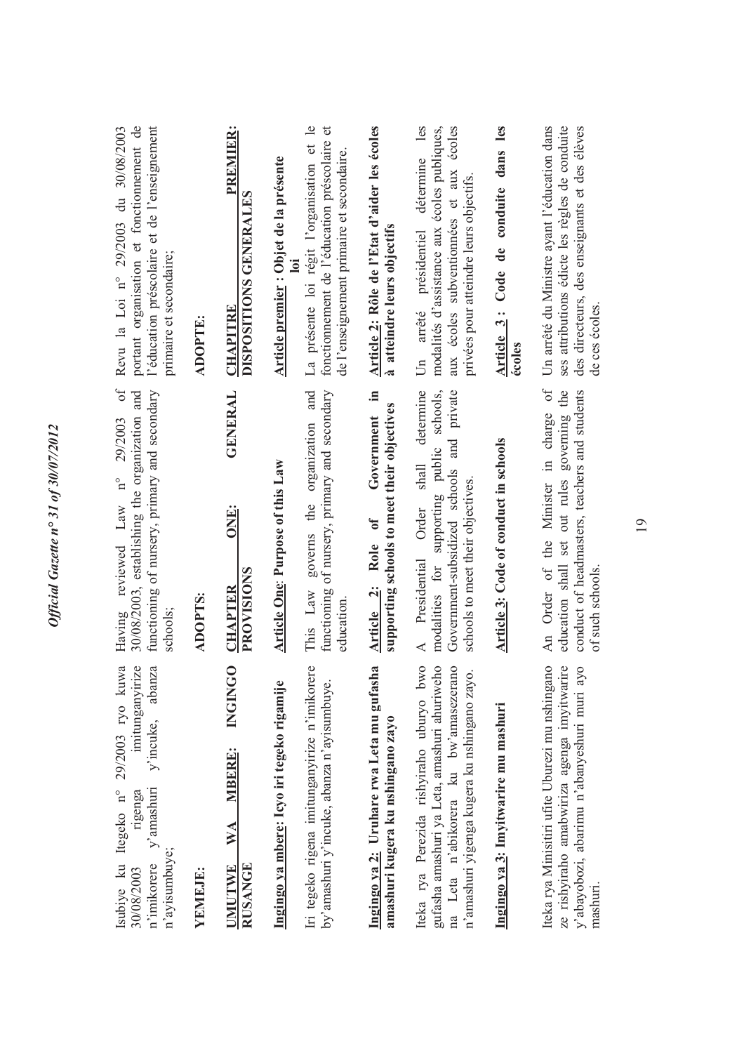Isubiye ku Itegeko n° 29/2003 ryo kuwa 30/08/2003 rigenga imitunganyirize n'imikorere y'amashuri y'incuke, abanza n'ayisumbuye;

**YEMEJE:**

**UMUTWE WA MBERE: INGINGO RUSANGE**

**Ingingo ya mbere: Icyo iri tegeko rigamije**

Iri tegeko rigena imitunganyirize n'imikorere by'amashuri y'incuke, abanza n'ayisumbuye.

**Ingingo ya 2: Uruhare rwa Leta mu gufasha amashuri kugera ku nshingano zayo**

Iteka rya Perezida rishyiraho uburyo bwo gufasha amashuri ya Leta, amashuri ahuriweho na Leta n'abikorera ku bw'amasezerano n'amashuri yigenga kugera ku nshingano zayo.

**Ingingo ya 3: Imyitwarire mu mashuri**

Iteka rya Minisitiri ufite Uburezi mu nshingano ze rishyiraho amabwiriza agenga imyitwarire y'abayobozi, abarimu n'abanyeshuri muri ayo mashuri.

Having reviewed Law n° 29/2003 of 30/08/2003, establishing the organization and functioning of nursery, primary and secondary schools;

**ADOPTS:**

**CHAPTER ONE: GENERAL PROVISIONS**

**Article One: Purpose of this Law**

This Law governs the organization and functioning of nursery, primary and secondary education.

**Article 2: Role of Government in supporting schools to meet their objectives**

A Presidential Order shall determine modalities for supporting public schools, Government-subsidized schools and private schools to meet their objectives.

**Article 3: Code of conduct in schools**

An Order of the Minister in charge of education shall set out rules governing the conduct of headmasters, teachers and students of such schools.

Revu la Loi n° 29/2003 du 30/08/2003 portant organisation et fonctionnement de l'éducation préscolaire et de l'enseignement primaire et secondaire;

**ADOPTE:**

**CHAPITRE PREMIER: DISPOSITIONS GENERALES**

**Article premier : Objet de la présente loi**

La présente loi régit l'organisation et le fonctionnement de l'éducation préscolaire et de l'enseignement primaire et secondaire.

**Article 2: Rôle de l'Etat d'aider les écoles à atteindre leurs objectifs**

Un arrêté présidentiel détermine les modalités d'assistance aux écoles publiques, aux écoles subventionnées et aux écoles privées pour atteindre leurs objectifs.

**Article 3 : Code de conduite dans les écoles**

Un arrêté du Ministre ayant l'éducation dans ses attributions édicte les règles de conduite des directeurs, des enseignants et des élèves de ces écoles.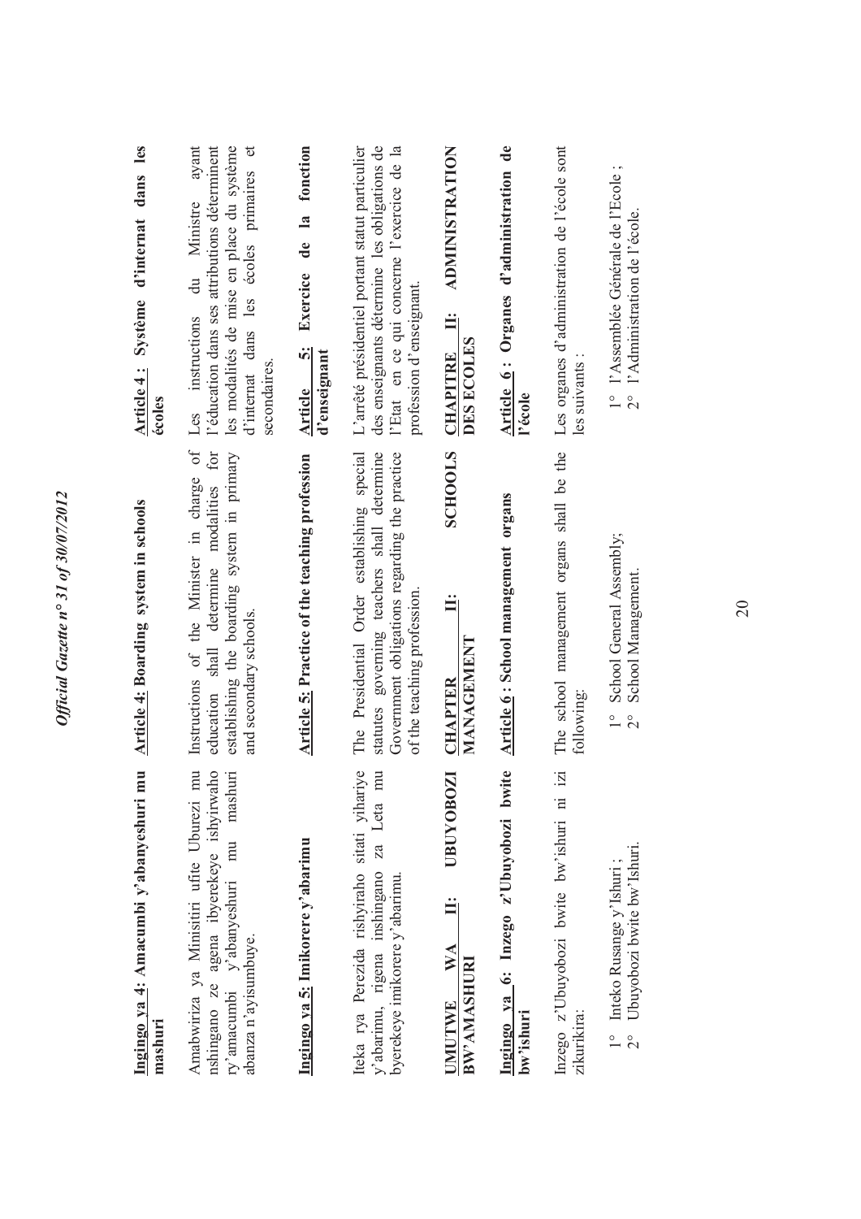**Ingingo ya 4: Amacumbi y'abanyeshuri mu mashuri**

Amabwiriza ya Minisitiri ufite Uburezi mu nshingano ze agena ibyerekeye ishyirwaho ry'amacumbi y'abanyeshuri mu mashuri abanza n'ayisumbuye.

**Ingingo ya 5: Imikorere y'abarimu**

Iteka rya Perezida rishyiraho sitati yihariye y'abarimu, rigena inshingano za Leta mu byerekeye imikorere y'abarimu.

**UMUTWE WA II: UBUYOBOZI BW'AMASHURI**

**Ingingo ya 6: Inzego z'Ubuyobozi bwite bw'ishuri**

Inzego z'Ubuyobozi bwite bw'ishuri ni izi zikurikira:

1° Inteko Rusange y'Ishuri ;
2° Ubuyobozi bwite bw'Ishuri.

**Article 4: Boarding system in schools**

Instructions of the Minister in charge of education shall determine modalities for establishing the boarding system in primary and secondary schools.

**Article 5: Practice of the teaching profession**

The Presidential Order establishing special statutes governing teachers shall determine Government obligations regarding the practice of the teaching profession.

**CHAPTER II: SCHOOLS MANAGEMENT**

**Article 6 : School management organs**

The school management organs shall be the following:

1° School General Assembly;
2° School Management.

**Article 4 : Système d'internat dans les écoles**

Les instructions du Ministre ayant l'éducation dans ses attributions déterminent les modalités de mise en place du système d'internat dans les écoles primaires et secondaires.

**Article 5: Exercice de la fonction d'enseignant**

L'arrêté présidentiel portant statut particulier des enseignants détermine les obligations de l'Etat en ce qui concerne l'exercice de la profession d'enseignant.

**CHAPITRE II: ADMINISTRATION DES ECOLES**

**Article 6 : Organes d'administration de l'école**

Les organes d'administration de l'école sont les suivants :

1° l'Assemblée Générale de l'Ecole ;
2° l'Administration de l'école.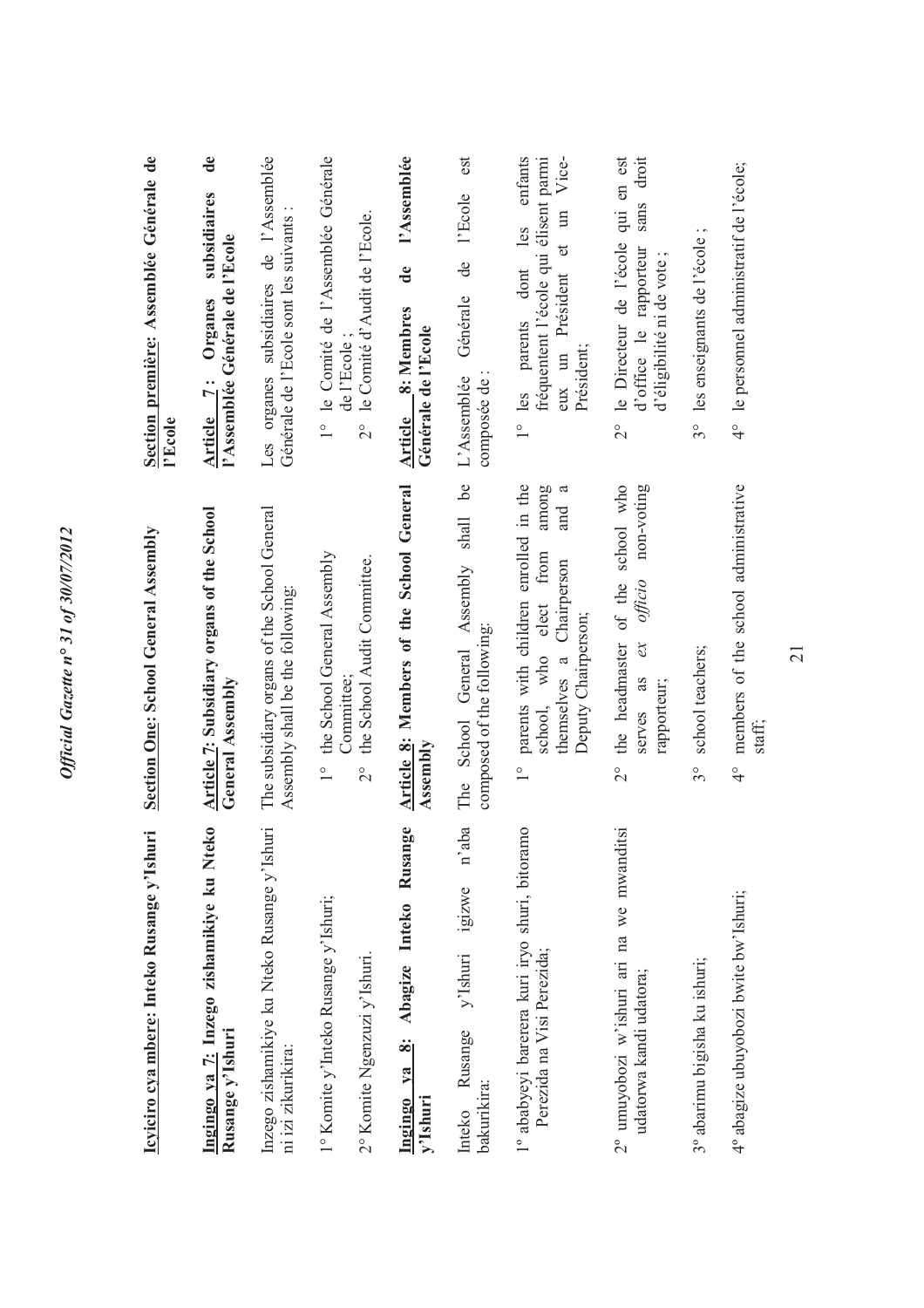**Icyiciro cya mbere: Inteko Rusange y'Ishuri**

**Ingingo ya 7: Inzego zishamikiye ku Nteko Rusange y'Ishuri**

Inzego zishamikiye ku Nteko Rusange y'Ishuri ni izi zikurikira:

1° Komite y'Inteko Rusange y'Ishuri;

2° Komite Ngenzuzi y'Ishuri.

**Ingingo ya 8: Abagize Inteko Rusange y'Ishuri**

Inteko Rusange y'Ishuri igizwe n'aba bakurikira:

1° ababyeyi barerera kuri iryo shuri, bitoramo Perezida na Visi Perezida;

2° umuyobozi w'ishuri ari na we mwanditsi udatorwa kandi udatora;

3° abarimu bigisha ku ishuri;

4° abagize ubuyobozi bwite bw'Ishuri;

**Section One: School General Assembly**

**Article 7: Subsidiary organs of the School General Assembly**

The subsidiary organs of the School General Assembly shall be the following:

1° the School General Assembly Committee;

2° the School Audit Committee.

**Article 8: Members of the School General Assembly**

The School General Assembly shall be composed of the following:

1° parents with children enrolled in the school, who elect from among themselves a Chairperson and a Deputy Chairperson;

2° the headmaster of the school who serves as *ex officio* non-voting rapporteur;

3° school teachers;

4° members of the school administrative staff;

**Section première: Assemblée Générale de l'Ecole**

**Article 7: Organes subsidiaires de l'Assemblée Générale de l'Ecole**

Les organes subsidiaires de l'Assemblée Générale de l'Ecole sont les suivants :

1° le Comité de l'Assemblée Générale de l'Ecole ;

2° le Comité d'Audit de l'Ecole.

**Article 8: Membres de l'Assemblée Générale de l'Ecole**

L'Assemblée Générale de l'Ecole est composée de :

1° les parents dont les enfants fréquentent l'école qui élisent parmi eux un Président et un Vice-Président;

2° le Directeur de l'école qui en est d'office le rapporteur sans droit d'éligibilité ni de vote ;

3° les enseignants de l'école ;

4° le personnel administratif de l'école;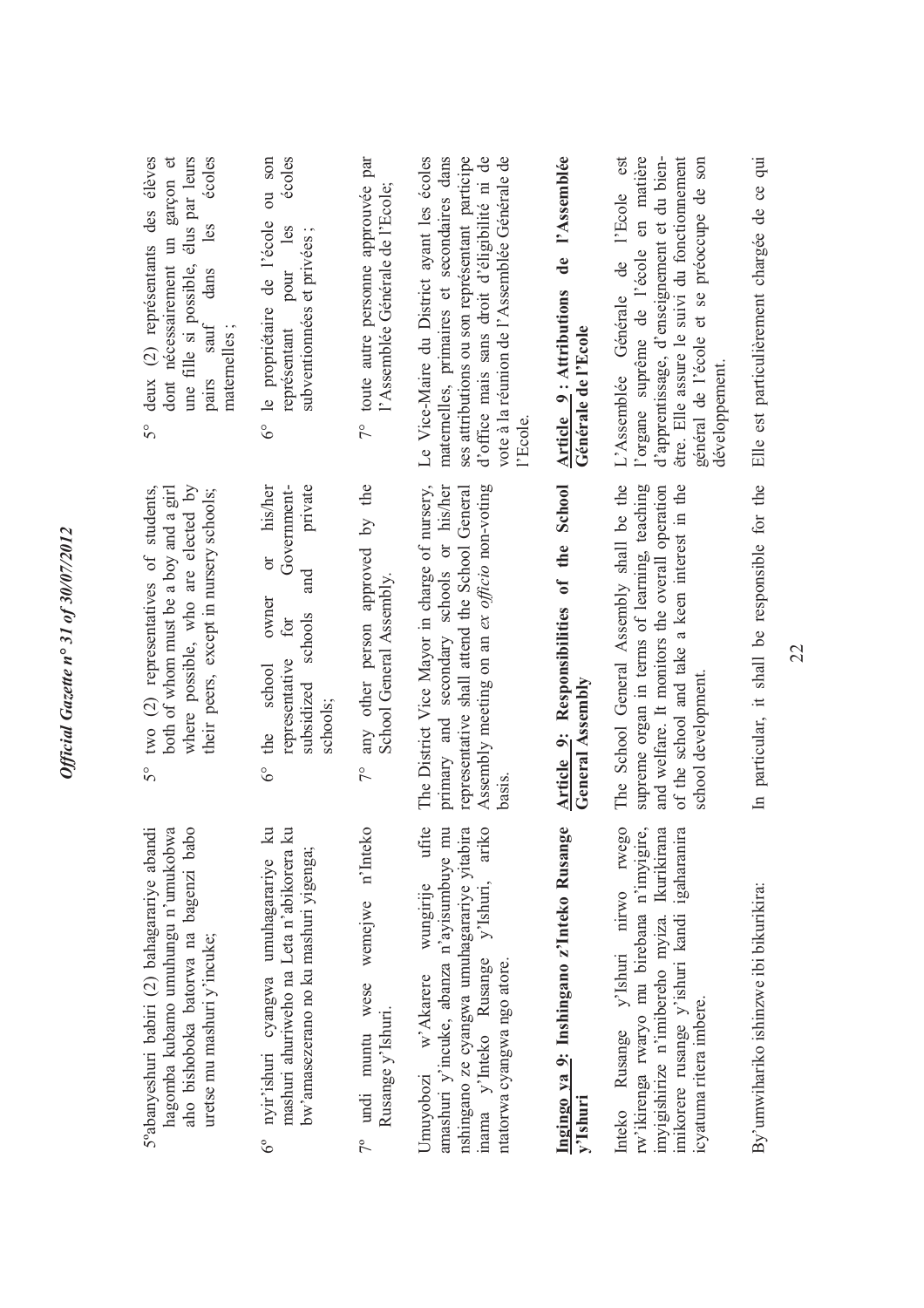5°abanyeshuri babiri (2) bahagarariye abandi hagomba kubamo umuhungu n'umukobwa aho bishoboka batorwa na bagenzi babo uretse mu mashuri y'incuke;

6° nyir'ishuri cyangwa umuhagarariye ku mashuri ahuriweho na Leta n'abikorera ku bw'amasezerano no ku mashuri yigenga;

7° undi muntu wese wemejwe n'Inteko Rusange y'Ishuri.

Umuyobozi w'Akarere wungirije ufite amashuri y'incuke, abanza n'ayisumbuye mu nshingano ze cyangwa umuhagarariye yitabira inama y'Inteko Rusange y'Ishuri, ariko ntatorwa cyangwa ngo atore.

**Ingingo ya 9: Inshingano z'Inteko Rusange y'Ishuri**

Inteko Rusange y'Ishuri nirwo rwego rw'ikirenga rwaryo mu birebana n'imyigire, imyigishirize n'imibereho myiza. Ikurikirana imikorere rusange y'ishuri kandi igaharanira icyatuma ritera imbere.

By'umwihariko ishinzwe ibi bikurikira:

5° two (2) representatives of students, both of whom must be a boy and a girl where possible, who are elected by their peers, except in nursery schools;

6° the school owner or his/her representative for Government-subsidized schools and private schools;

7° any other person approved by the School General Assembly.

The District Vice Mayor in charge of nursery, primary and secondary schools or his/her representative shall attend the School General Assembly meeting on an *ex officio* non-voting basis.

**Article 9: Responsibilities of the School General Assembly**

The School General Assembly shall be the supreme organ in terms of learning, teaching and welfare. It monitors the overall operation of the school and take a keen interest in the school development.

In particular, it shall be responsible for the

5° deux (2) représentants des élèves dont nécessairement un garçon et une fille si possible, élus par leurs pairs sauf dans les écoles maternelles ;

6° le propriétaire de l'école ou son représentant pour les écoles subventionnées et privées ;

7° toute autre personne approuvée par l'Assemblée Générale de l'Ecole;

Le Vice-Maire du District ayant les écoles maternelles, primaires et secondaires dans ses attributions ou son représentant participe d'office mais sans droit d'éligibilité ni de vote à la réunion de l'Assemblée Générale de l'Ecole.

**Article 9 : Attributions de l'Assemblée Générale de l'Ecole**

L'Assemblée Générale de l'Ecole est l'organe suprême de l'école en matière d'apprentissage, d'enseignement et du bien-être. Elle assure le suivi du fonctionnement général de l'école et se préoccupe de son développement.

Elle est particulièrement chargée de ce qui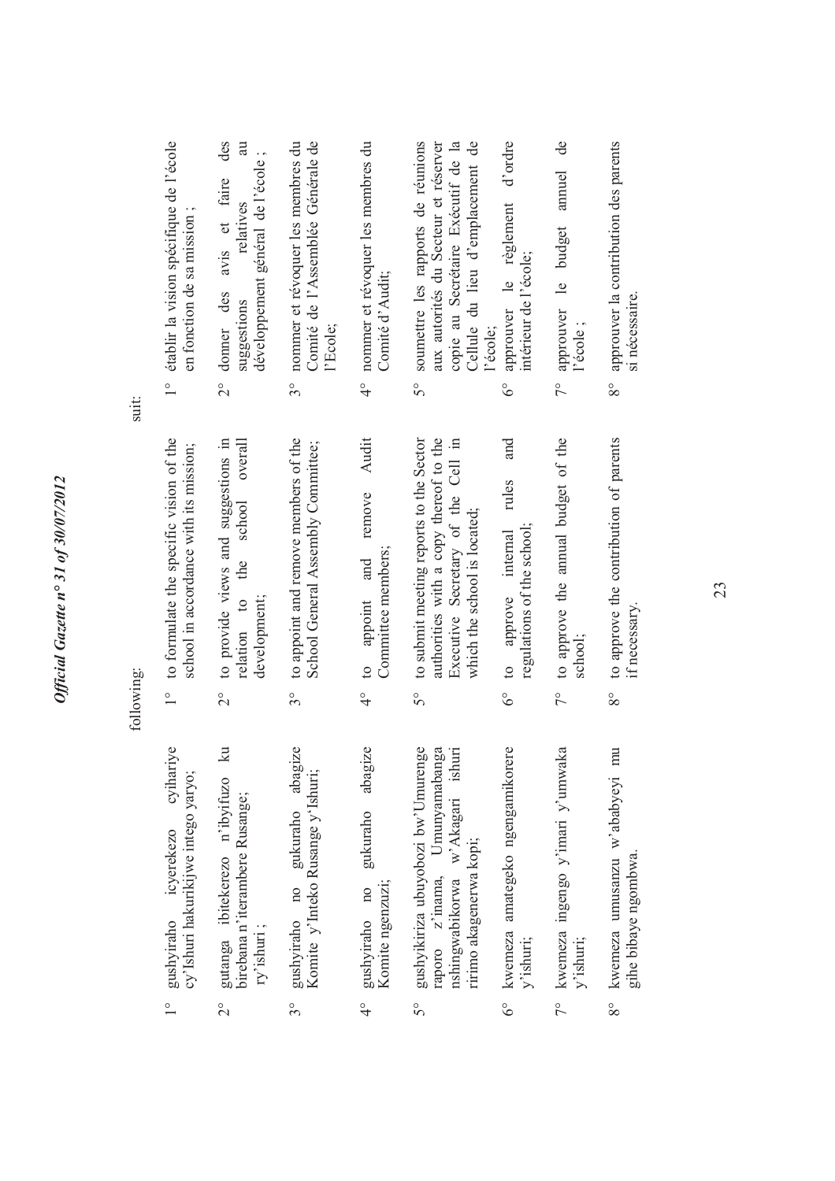following:

suit:

1° gushyiraho icyerekezo cyihariye cy'Ishuri hakurikijwe intego yaryo;

2° gutanga ibitekerezo n'ibyifuzo ku birebana n'iterambere Rusange; ry'ishuri ;

3° gushyiraho no gukuraho abagize Komite y'Inteko Rusange y'Ishuri;

4° gushyiraho no gukuraho abagize Komite ngenzuzi;

5° gushyikiriza ubuyobozi bw'Umurenge raporo z'inama, Umunyamabanga nshingwabikorwa w'Akagari ishuri ririmo akagenerwa kopi;

6° kwemeza amategeko ngengamikorere y'ishuri;

7° kwemeza ingengo y'imari y'umwaka y'ishuri;

8° kwemeza umusanzu w'ababyeyi mu gihe bibaye ngombwa.

1° to formulate the specific vision of the school in accordance with its mission;

2° to provide views and suggestions in relation to the school overall development;

3° to appoint and remove members of the School General Assembly Committee;

4° to appoint and remove Audit Committee members;

5° to submit meeting reports to the Sector authorities with a copy thereof to the Executive Secretary of the Cell in which the school is located;

6° to approve internal rules and regulations of the school;

7° to approve the annual budget of the school;

8° to approve the contribution of parents if necessary.

1° établir la vision spécifique de l'école en fonction de sa mission ;

2° donner des avis et faire des suggestions relatives au développement général de l'école ;

3° nommer et révoquer les membres du Comité de l'Assemblée Générale de l'Ecole;

4° nommer et révoquer les membres du Comité d'Audit;

5° soumettre les rapports de réunions aux autorités du Secteur et réserver copie au Secrétaire Exécutif de la Cellule du lieu d'emplacement de l'école;

6° approuver le règlement d'ordre intérieur de l'école;

7° approuver le budget annuel de l'école ;

8° approuver la contribution des parents si nécessaire.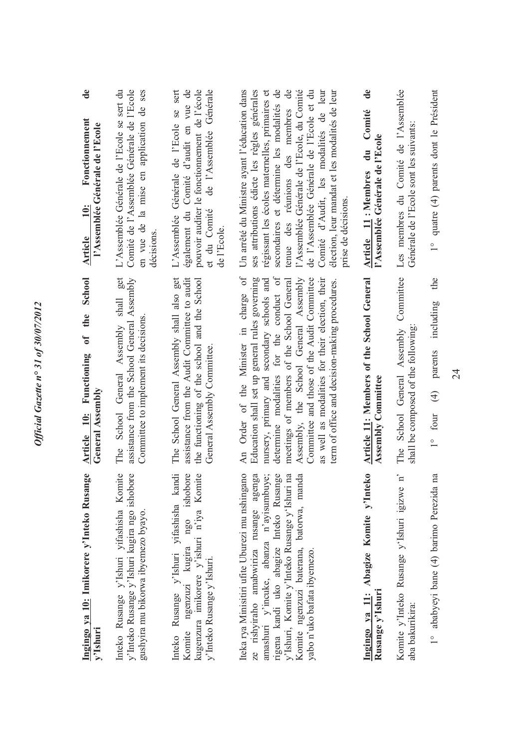**Ingingo ya 10: Imikorere y'Inteko Rusange y'Ishuri**

Inteko Rusange y'Ishuri yifashisha Komite y'Inteko Rusange y'Ishuri kugira ngo ishobore gushyira mu bikorwa ibyemezo byayo.

Inteko Rusange y'Ishuri yifashisha kandi Komite ngenzuzi kugira ngo ishobore kugenzura imikorere y'ishuri n'iya Komite y'Inteko Rusange y'Ishuri.

Iteka rya Minisitiri ufite Uburezi mu nshingano ze rishyiraho amabwiriza rusange agenga amashuri y'incuke, abanza n'ayisumbuye; rigena kandi uko abagize Inteko Rusange y'Ishuri, Komite y'Inteko Rusange y'Ishuri na Komite ngenzuzi baterana, batorwa, manda yabo n'uko bafata ibyemezo.

**Ingingo ya 11: Abagize Komite y'Inteko Rusange y'Ishuri**

Komite y'Inteko Rusange y'Ishuri igizwe n' aba bakurikira:

1° ababyeyi bane (4) barimo Perezida na

**Article 10: Functioning of the School General Assembly**

The School General Assembly shall get assistance from the School General Assembly Committee to implement its decisions.

The School General Assembly shall also get assistance from the Audit Committee to audit the functioning of the school and the School General Assembly Committee.

An Order of the Minister in charge of Education shall set up general rules governing nursery, primary and secondary schools and determine modalities for the conduct of meetings of members of the School General Assembly, the School General Assembly Committee and those of the Audit Committee as well as modalities for their election, their term of office and decision-making procedures.

**Article 11: Members of the School General Assembly Committee**

The School General Assembly Committee shall be composed of the following:

1° four (4) parents including the

**Article 10: Fonctionnement de l'Assemblée Générale de l'Ecole**

L'Assemblée Générale de l'Ecole se sert du Comité de l'Assemblée Générale de l'Ecole en vue de la mise en application de ses décisions.

L'Assemblée Générale de l'Ecole se sert également du Comité d'audit en vue de pouvoir auditer le fonctionnement de l'école et du Comité de l'Assemblée Générale de l'Ecole.

Un arrêté du Ministre ayant l'éducation dans ses attributions édicte les règles générales régissant les écoles maternelles, primaires et secondaires et détermine les modalités de tenue des réunions des membres de l'Assemblée Générale de l'Ecole, du Comité de l'Assemblée Générale de l'Ecole et du Comité d'Audit, les modalités de leur élection, leur mandat et les modalités de leur prise de décisions.

**Article 11 : Membres du Comité de l'Assemblée Générale de l'Ecole**

Les membres du Comité de l'Assemblée Générale de l'Ecole sont les suivants:

1° quatre (4) parents dont le Président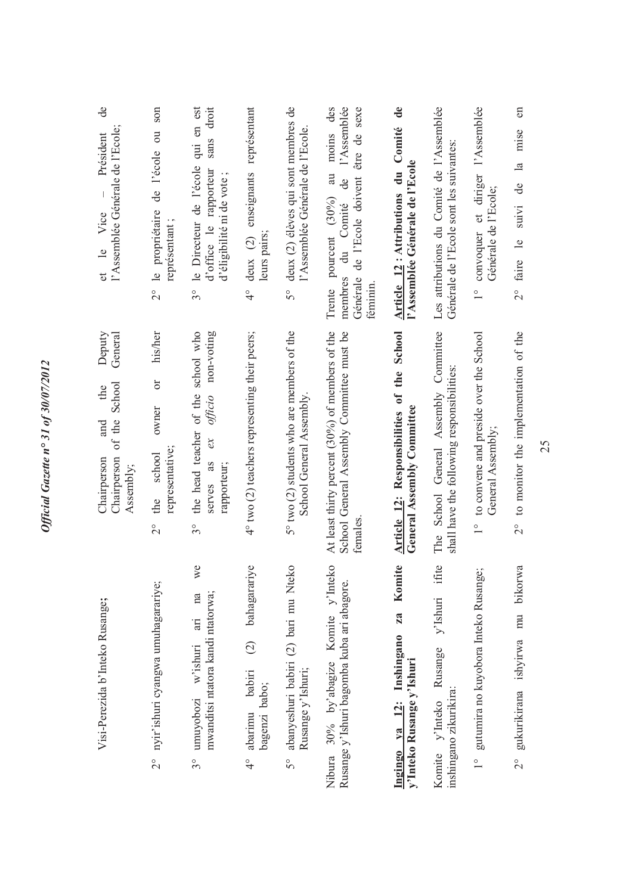Visi-Perezida b'Inteko Rusange**;**

2° nyir'ishuri cyangwa umuhagarariye;

3° umuyobozi w'ishuri ari na we mwanditsi ntatora kandi ntatorwa;

4° abarimu babiri (2) bahagarariye bagenzi babo;

5° abanyeshuri babiri (2) bari mu Nteko Rusange y'Ishuri;

Nibura 30% by'abagize Komite y'Inteko Rusange y'Ishuri bagomba kuba ari abagore.

**Ingingo ya 12: Inshingano za Komite y'Inteko Rusange y'Ishuri**

Komite y'Inteko Rusange y'Ishuri ifite inshingano zikurikira:

1° gutumira no kuyobora Inteko Rusange;

2° gukurikirana ishyirwa mu bikorwa

Chairperson and the Deputy Chairperson of the School General Assembly;

2° the school owner or his/her representative;

3° the head teacher of the school who serves as *ex officio* non-voting rapporteur;

4° two (2) teachers representing their peers;

5° two (2) students who are members of the School General Assembly.

At least thirty percent (30%) of members of the School General Assembly Committee must be females.

**Article 12: Responsibilities of the School General Assembly Committee**

The School General Assembly Committee shall have the following responsibilities:

1° to convene and preside over the School General Assembly;

2° to monitor the implementation of the

et le Vice – Président de l'Assemblée Générale de l'Ecole;

2° le propriétaire de l'école ou son représentant ;

3° le Directeur de l'école qui en est d'office le rapporteur sans droit d'éligibilité ni de vote ;

4° deux (2) enseignants représentant leurs pairs;

5° deux (2) élèves qui sont membres de l'Assemblée Générale de l'Ecole.

Trente pourcent (30%) au moins des membres du Comité de l'Assemblée Générale de l'Ecole doivent être de sexe féminin.

**Article 12 : Attributions du Comité de l'Assemblée Générale de l'Ecole**

Les attributions du Comité de l'Assemblée Générale de l'Ecole sont les suivantes:

1° convoquer et diriger l'Assemblée Générale de l'Ecole;

2° faire le suivi de la mise en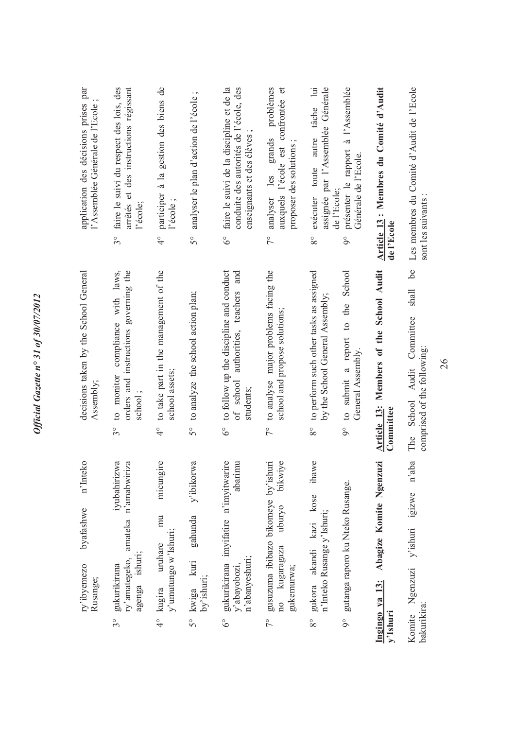ry'ibyemezo byafashwe n'Inteko Rusange;

3° gukurikirana iyubahirizwa ry'amategeko, amateka n'amabwiriza agenga ishuri;

4° kugira uruhare mu micungire y'umutungo w'Ishuri;

5° kwiga kuri gahunda y'ibikorwa by'ishuri;

6° gukurikirana imyifatire n'imyitwarire y'abayobozi, abarimu n'abanyeshuri;

7° gusuzuma ibibazo bikomeye by'ishuri no kugaragaza uburyo bikwiye gukemurwa;

8° gukora akandi kazi kose ihawe n'Inteko Rusange y'Ishuri;

9° gutanga raporo ku Nteko Rusange.

**Ingingo ya 13: Abagize Komite Ngenzuzi y'Ishuri**

Komite Ngenzuzi y'ishuri igizwe n'aba bakurikira:

decisions taken by the School General Assembly;

3° to monitor compliance with laws, orders and instructions governing the school ;

4° to take part in the management of the school assets;

5° to analyze the school action plan;

6° to follow up the discipline and conduct of school authorities, teachers and students;

7° to analyse major problems facing the school and propose solutions;

8° to perform such other tasks as assigned by the School General Assembly;

9° to submit a report to the School General Assembly.

**Article 13: Members of the School Audit Committee**

The School Audit Committee shall be comprised of the following:

application des décisions prises par l'Assemblée Générale de l'Ecole ;

3° faire le suivi du respect des lois, des arrêtés et des instructions régissant l'école;

4° participer à la gestion des biens de l'école ;

5° analyser le plan d'action de l'école ;

6° faire le suivi de la discipline et de la conduite des autorités de l'école, des enseignants et des élèves ;

7° analyser les grands problèmes auxquels l'école est confrontée et proposer des solutions ;

8° exécuter toute autre tâche lui assignée par l'Assemblée Générale de l'Ecole;

9° présenter le rapport à l'Assemblée Générale de l'Ecole.

**Article 13 : Membres du Comité d'Audit de l'Ecole**

Les membres du Comité d'Audit de l'Ecole sont les suivants :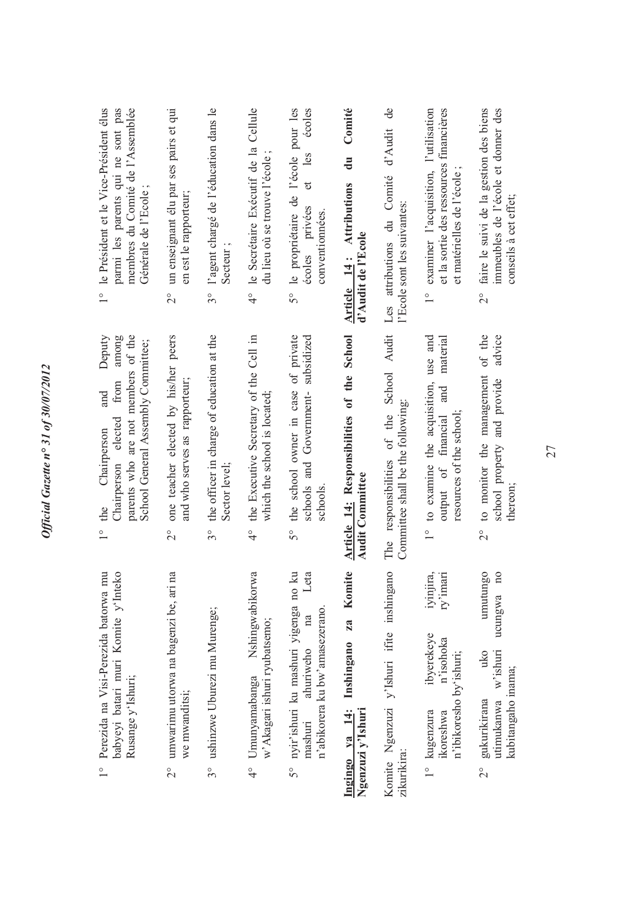1° Perezida na Visi-Perezida batorwa mu babyeyi batari muri Komite y'Inteko Rusange y'Ishuri;

2° umwarimu utorwa na bagenzi be, ari na we mwanditsi;

3° ushinzwe Uburezi mu Murenge;

4° Umunyamabanga Nshingwabikorwa w'Akagari ishuri ryubatsemo;

5° nyir'ishuri ku mashuri yigenga no ku mashuri ahuriweho na Leta n'abikorera ku bw'amasezerano.

**Ingingo ya 14: Inshingano za Komite Ngenzuzi y'Ishuri**

Komite Ngenzuzi y'Ishuri ifite inshingano zikurikira:

1° kugenzura ibyerekeye iyinjira, ikoreshwa n'isohoka ry'imari n'ibikoresho by'ishuri;

2° gukurikirana uko umutungo utimukanwa w'ishuri ucungwa no kubitangaho inama;

1° the Chairperson and Deputy Chairperson elected from among parents who are not members of the School General Assembly Committee;

2° one teacher elected by his/her peers and who serves as rapporteur;

3° the officer in charge of education at the Sector level;

4° the Executive Secretary of the Cell in which the school is located;

5° the school owner in case of private schools and Government- subsidized schools.

**Article 14: Responsibilities of the School Audit Committee**

The responsibilities of the School Audit Committee shall be the following:

1° to examine the acquisition, use and output of financial and material resources of the school;

2° to monitor the management of the school property and provide advice thereon;

1° le Président et le Vice-Président élus parmi les parents qui ne sont pas membres du Comité de l'Assemblée Générale de l'Ecole ;

2° un enseignant élu par ses pairs et qui en est le rapporteur;

3° l'agent chargé de l'éducation dans le Secteur ;

4° le Secrétaire Exécutif de la Cellule du lieu où se trouve l'école ;

5° le propriétaire de l'école pour les écoles privées et les écoles conventionnées.

**Article 14 : Attributions du Comité d'Audit de l'Ecole**

Les attributions du Comité d'Audit de l'Ecole sont les suivantes:

1° examiner l'acquisition, l'utilisation et la sortie des ressources financières et matérielles de l'école ;

2° faire le suivi de la gestion des biens immeubles de l'école et donner des conseils à cet effet;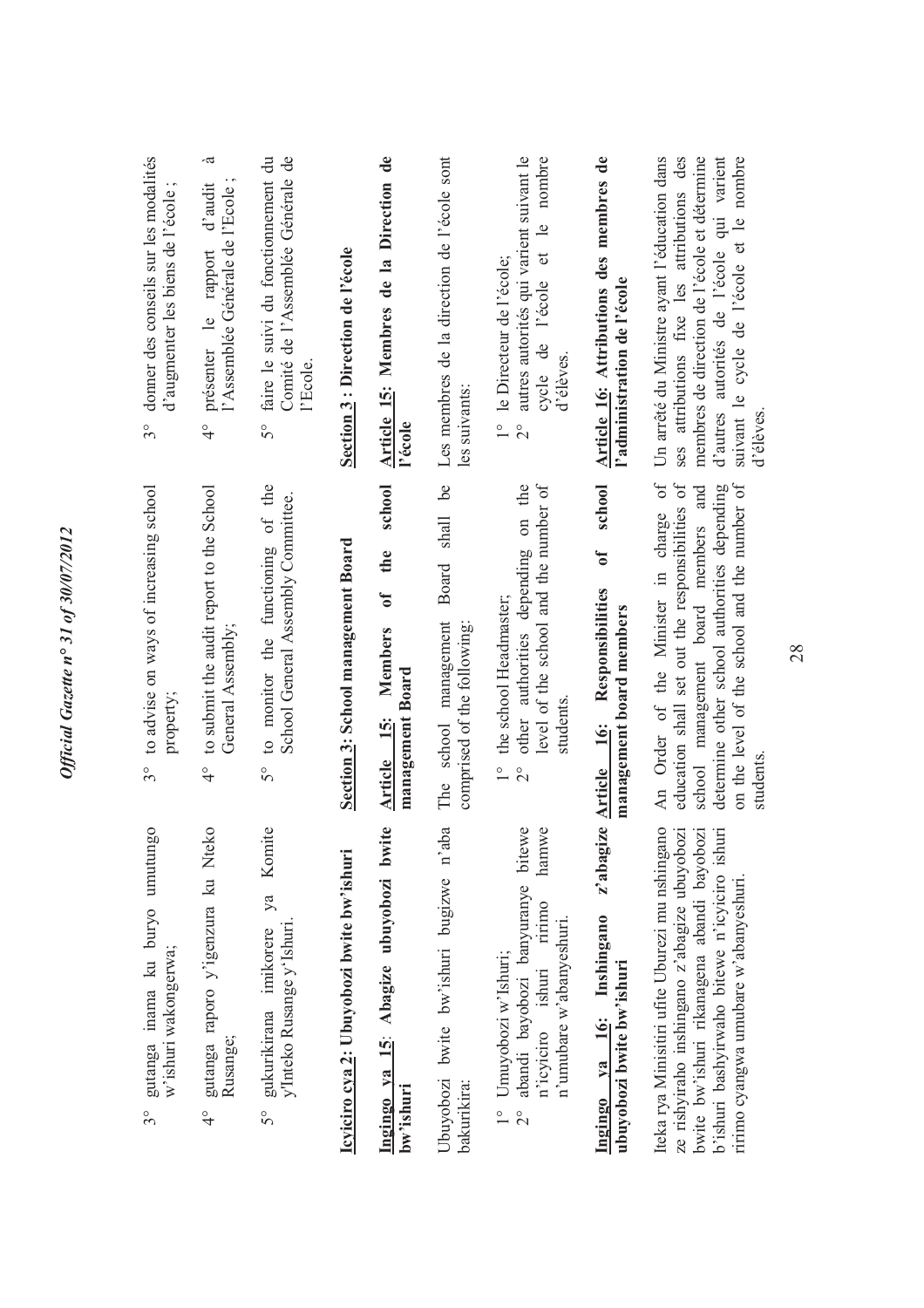3° gutanga inama ku buryo umutungo w'ishuri wakongerwa;

4° gutanga raporo y'igenzura ku Nteko Rusange;

5° gukurikirana imikorere ya Komite y'Inteko Rusange y'Ishuri.

**Icyiciro cya 2: Ubuyobozi bwite bw'ishuri**

**Ingingo ya 15: Abagize ubuyobozi bwite bw'ishuri**

Ubuyobozi bwite bw'ishuri bugizwe n'aba bakurikira:

1° Umuyobozi w'Ishuri;
2° abandi bayobozi banyuranye bitewe n'icyiciro ishuri ririmo hamwe n'umubare w'abanyeshuri.

**Ingingo ya 16: Inshingano z'abagize ubuyobozi bwite bw'ishuri**

Iteka rya Minisitiri ufite Uburezi mu nshingano ze rishyiraho inshingano z'abagize ubuyobozi bwite bw'ishuri rikanagena abandi bayobozi b'ishuri bashyirwaho bitewe n'icyiciro ishuri ririmo cyangwa umubare w'abanyeshuri.

3° to advise on ways of increasing school property;

4° to submit the audit report to the School General Assembly;

5° to monitor the functioning of the School General Assembly Committee.

**Section 3: School management Board**

**Article 15: Members of the school management Board**

The school management Board shall be comprised of the following:

1° the school Headmaster;
2° other authorities depending on the level of the school and the number of students.

**Article 16: Responsibilities of school management board members**

An Order of the Minister in charge of education shall set out the responsibilities of school management board members and determine other school authorities depending on the level of the school and the number of students.

3° donner des conseils sur les modalités d'augmenter les biens de l'école ;

4° présenter le rapport d'audit à l'Assemblée Générale de l'Ecole ;

5° faire le suivi du fonctionnement du Comité de l'Assemblée Générale de l'Ecole.

**Section 3 : Direction de l'école**

**Article 15: Membres de la Direction de l'école**

Les membres de la direction de l'école sont les suivants:

1° le Directeur de l'école;
2° autres autorités qui varient suivant le cycle de l'école et le nombre d'élèves.

**Article 16: Attributions des membres de l'administration de l'école**

Un arrêté du Ministre ayant l'éducation dans ses attributions fixe les attributions des membres de direction de l'école et détermine d'autres autorités de l'école qui varient suivant le cycle de l'école et le nombre d'élèves.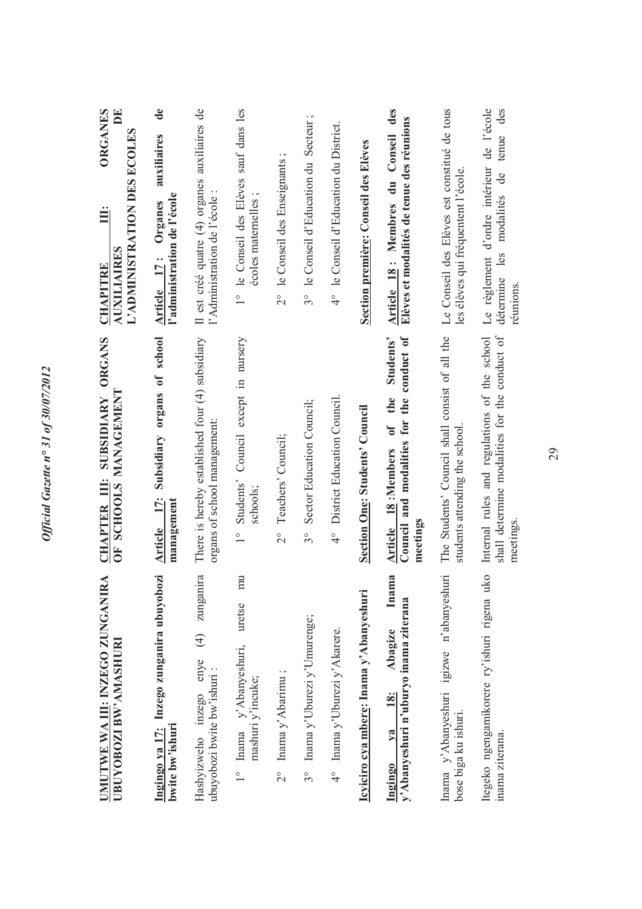**UMUTWE WA III: INZEGO ZUNGANIRA UBUYOBOZI BW'AMASHURI**

**Ingingo ya 17: Inzego zunganira ubuyobozi bwite bw'ishuri**

Hashyizweho inzego enye (4) zunganira ubuyobozi bwite bw'ishuri :

1° Inama y'Abanyeshuri, uretse mu mashuri y'incuke;

2° Inama y'Abarimu ;

3° Inama y'Uburezi y'Umurenge;

4° Inama y'Uburezi y'Akarere.

**Icyiciro cya mbere: Inama y'Abanyeshuri**

**Ingingo ya 18: Abagize Inama y'Abanyeshuri n'uburyo inama ziterana**

Inama y'Abanyeshuri igizwe n'abanyeshuri bose biga ku ishuri.

Itegeko ngengamikorere ry'ishuri rigena uko inama ziterana.

**CHAPTER III: SUBSIDIARY ORGANS OF SCHOOLS MANAGEMENT**

**Article 17: Subsidiary organs of school management**

There is hereby established four (4) subsidiary organs of school management:

1° Students' Council except in nursery schools;

2° Teachers' Council;

3° Sector Education Council;

4° District Education Council.

**Section One: Students' Council**

**Article 18 :Members of the Students' Council and modalities for the conduct of meetings**

The Students' Council shall consist of all the students attending the school.

Internal rules and regulations of the school shall determine modalities for the conduct of meetings.

**CHAPITRE III: ORGANES AUXILIAIRES DE L'ADMINISTRATION DES ECOLES**

**Article 17 : Organes auxiliaires de l'administration de l'école**

Il est créé quatre (4) organes auxiliaires de l'Administration de l'école :

1° le Conseil des Elèves sauf dans les écoles maternelles ;

2° le Conseil des Enseignants ;

3° le Conseil d'Education du Secteur ;

4° le Conseil d'Education du District.

**Section première: Conseil des Elèves**

**Article 18 : Membres du Conseil des Elèves et modalités de tenue des réunions**

Le Conseil des Elèves est constitué de tous les élèves qui fréquentent l'école.

Le règlement d'ordre intérieur de l'école détermine les modalités de tenue des réunions.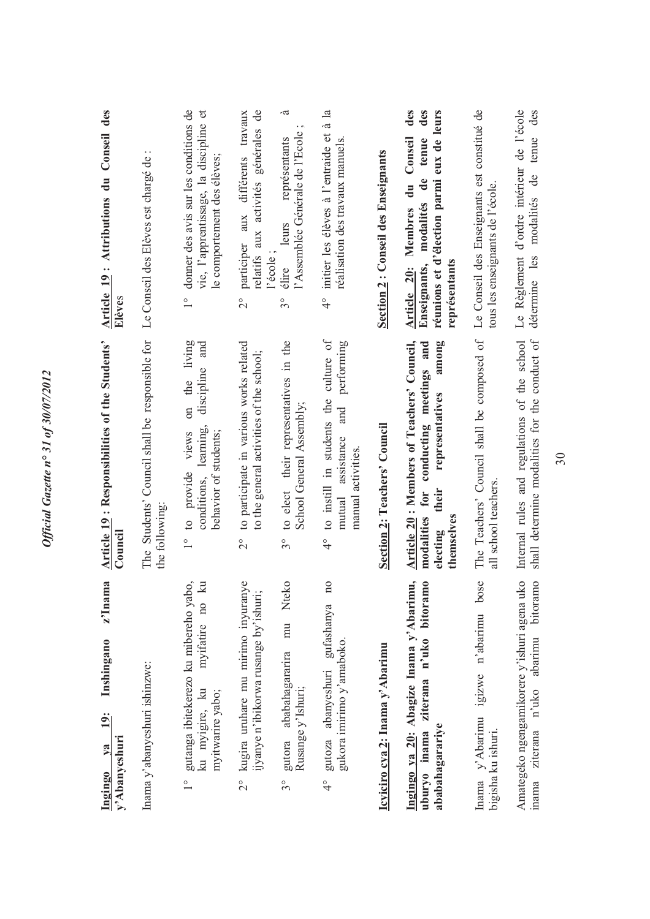**Ingingo ya 19: Inshingano z'Inama y'Abanyeshuri**

Inama y'abanyeshuri ishinzwe:

1° gutanga ibitekerezo ku mibereho yabo, ku myigire, ku myifatire no ku myitwarire yabo;

2° kugira uruhare mu mirimo inyuranye ijyanye n'ibikorwa rusange by'ishuri;

3° gutora ababahagararira mu Nteko Rusange y'Ishuri;

4° gutoza abanyeshuri gufashanya no gukora imirimo y'amaboko.

**Icyiciro cya 2: Inama y'Abarimu**

**Ingingo ya 20: Abagize Inama y'Abarimu, uburyo inama ziterana n'uko bitoramo ababahagarariye**

Inama y'Abarimu igizwe n'abarimu bose bigisha ku ishuri.

Amategeko ngengamikorere y'ishuri agena uko inama ziterana n'uko abarimu bitoramo

**Article 19: Responsibilities of the Students' Council**

The Students' Council shall be responsible for the following:

1° to provide views on the living conditions, learning, discipline and behavior of students;

2° to participate in various works related to the general activities of the school;

3° to elect their representatives in the School General Assembly;

4° to instill in students the culture of mutual assistance and performing manual activities.

**Section 2: Teachers' Council**

**Article 20: Members of Teachers' Council, modalities for conducting meetings and electing their representatives among themselves**

The Teachers' Council shall be composed of all school teachers.

Internal rules and regulations of the school shall determine modalities for the conduct of

**Article 19: Attributions du Conseil des Elèves**

Le Conseil des Elèves est chargé de :

1° donner des avis sur les conditions de vie, l'apprentissage, la discipline et le comportement des élèves;

2° participer aux différents travaux relatifs aux activités générales de l'école ;

3° élire leurs représentants à l'Assemblée Générale de l'Ecole ;

4° initier les élèves à l'entraide et à la réalisation des travaux manuels.

**Section 2 : Conseil des Enseignants**

**Article 20: Membres du Conseil des Enseignants, modalités de tenue des réunions et d'élection parmi eux de leurs représentants**

Le Conseil des Enseignants est constitué de tous les enseignants de l'école.

Le Règlement d'ordre intérieur de l'école détermine les modalités de tenue des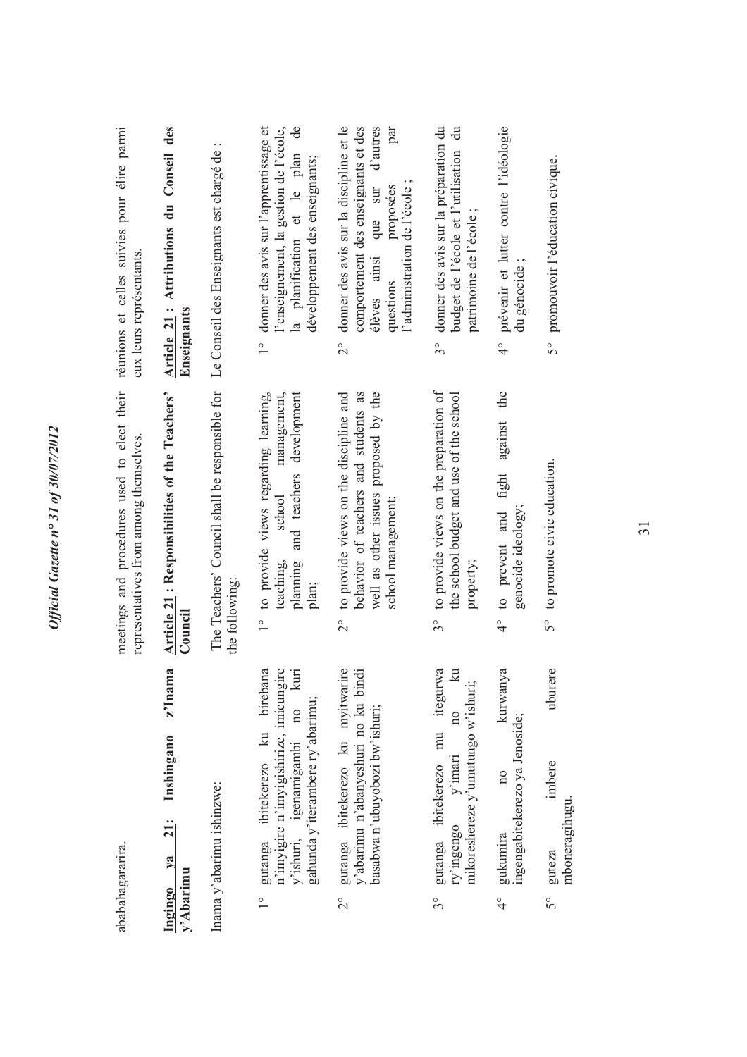ababahagararira.

meetings and procedures used to elect their representatives from among themselves.

réunions et celles suivies pour élire parmi eux leurs représentants.

**Ingingo ya 21: Inshingano z'Inama y'Abarimu**

Inama y'abarimu ishinzwe:

1° gutanga ibitekerezo ku birebana n'imyigire n'imyigishirize, imicungire y'ishuri, igenamigambi no kuri gahunda y'iterambere ry'abarimu;

2° gutanga ibitekerezo ku myitwarire y'abarimu n'abanyeshuri no ku bindi basabwa n'ubuyobozi bw'ishuri;

3° gutanga ibitekerezo mu itegurwa ry'ingengo y'imari no ku mikoreshereze y'umutungo w'ishuri;

4° gukumira no kurwanya ingengabitekerezo ya Jenoside;

5° guteza imbere uburere mboneragihugu.

**Article 21: Responsibilities of the Teachers' Council**

The Teachers' Council shall be responsible for the following:

1° to provide views regarding learning, teaching, school management, planning and teachers development plan;

2° to provide views on the discipline and behavior of teachers and students as well as other issues proposed by the school management;

3° to provide views on the preparation of the school budget and use of the school property;

4° to prevent and fight against the genocide ideology;

5° to promote civic education.

**Article 21 : Attributions du Conseil des Enseignants**

Le Conseil des Enseignants est chargé de :

1° donner des avis sur l'apprentissage et l'enseignement, la gestion de l'école, la planification et le plan de développement des enseignants;

2° donner des avis sur la discipline et le comportement des enseignants et des élèves ainsi que sur d'autres questions proposées par l'administration de l'école ;

3° donner des avis sur la préparation du budget de l'école et l'utilisation du patrimoine de l'école ;

4° prévenir et lutter contre l'idéologie du génocide ;

5° promouvoir l'éducation civique.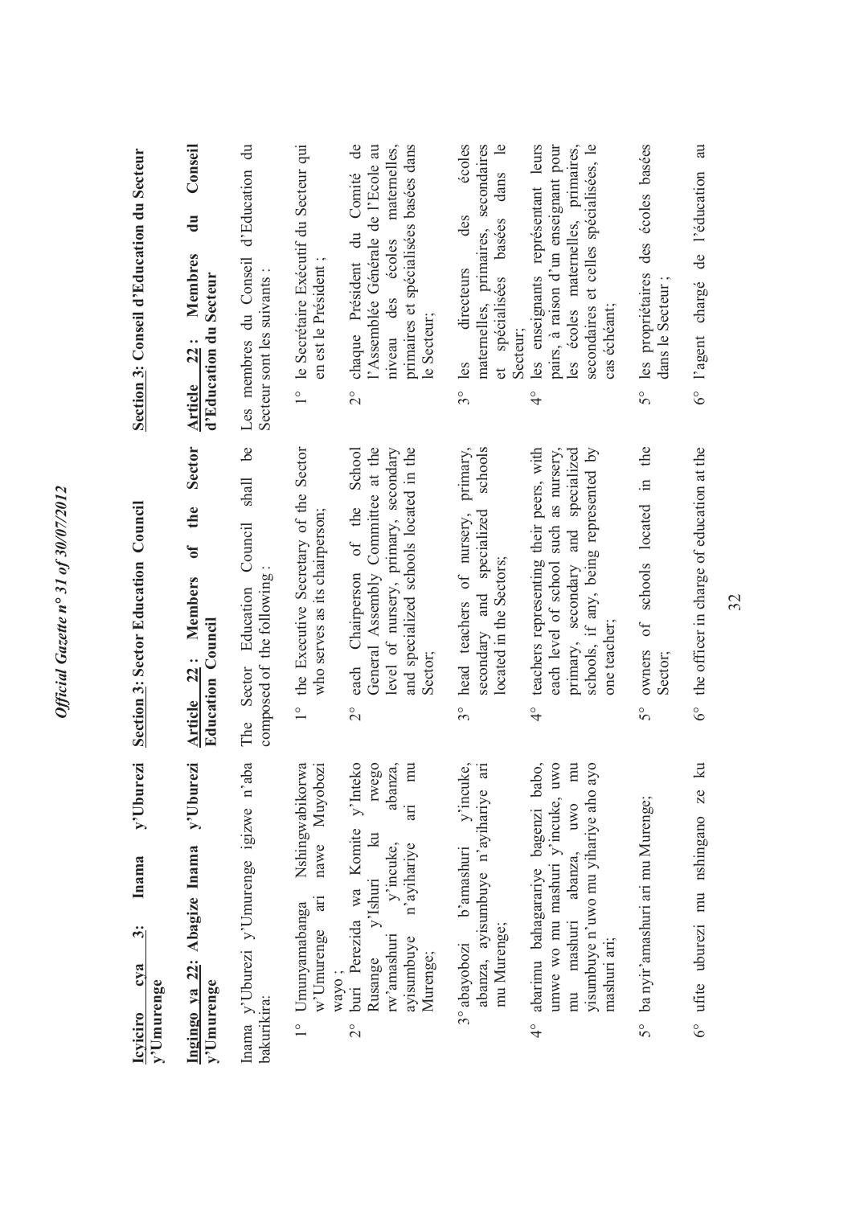**Icyiciro cya 3: Inama y'Uburezi y'Umurenge**

**Ingingo ya 22: Abagize Inama y'Uburezi y'Umurenge**

Inama y'Uburezi y'Umurenge igizwe n'aba bakurikira:

1° Umunyamabanga Nshingwabikorwa w'Umurenge ari nawe Muyobozi wayo ;

2° buri Perezida wa Komite y'Inteko Rusange y'Ishuri ku rwego rw'amashuri y'incuke, abanza, ayisumbuye n'ayihariye ari mu Murenge;

3° abayobozi b'amashuri y'incuke, abanza, ayisumbuye n'ayihariye ari mu Murenge;

4° abarimu bahagarariye bagenzi babo, umwe wo mu mashuri y'incuke, uwo mu mashuri abanza, uwo mu yisumbuye n'uwo mu yihariye aho ayo mashuri ari;

5° ba nyir'amashuri ari mu Murenge;

6° ufite uburezi mu nshingano ze ku

**Section 3: Sector Education Council**

**Article 22: Members of the Sector Education Council**

The Sector Education Council shall be composed of the following :

1° the Executive Secretary of the Sector who serves as its chairperson;

2° each Chairperson of the School General Assembly Committee at the level of nursery, primary, secondary and specialized schools located in the Sector;

3° head teachers of nursery, primary, secondary and specialized schools located in the Sectors;

4° teachers representing their peers, with each level of school such as nursery, primary, secondary and specialized schools, if any, being represented by one teacher;

5° owners of schools located in the Sector;

6° the officer in charge of education at the

**Section 3: Conseil d'Education du Secteur**

**Article 22 : Membres du Conseil d'Education du Secteur**

Les membres du Conseil d'Education du Secteur sont les suivants :

1° le Secrétaire Exécutif du Secteur qui en est le Président ;

2° chaque Président du Comité de l'Assemblée Générale de l'Ecole au niveau des écoles maternelles, primaires et spécialisées basées dans le Secteur;

3° les directeurs des écoles maternelles, primaires, secondaires et spécialisées basées dans le Secteur;

4° les enseignants représentant leurs pairs, à raison d'un enseignant pour les écoles maternelles, primaires, secondaires et celles spécialisées, le cas échéant;

5° les propriétaires des écoles basées dans le Secteur ;

6° l'agent chargé de l'éducation au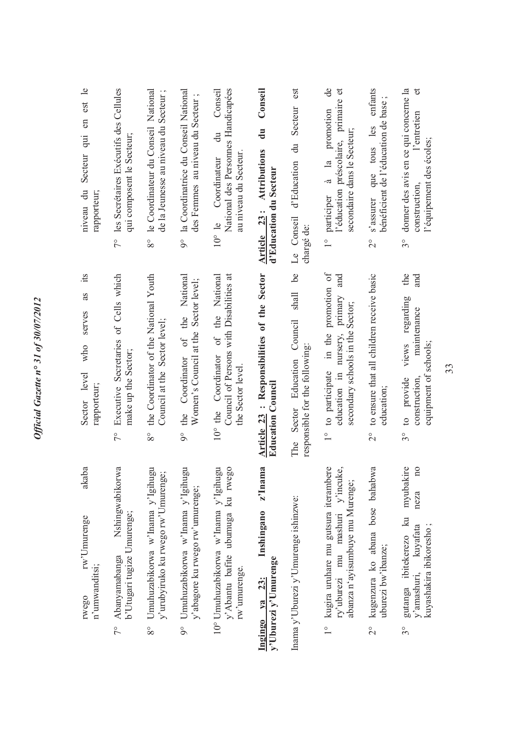rwego rw'Umurenge akaba n'umwanditsi;

7° Abanyamabanga Nshingwabikorwa b'Utugari tugize Umurenge;

8° Umuhuzabikorwa w'Inama y'Igihugu y'urubyiruko ku rwego rw'Umurenge;

9° Umuhuzabikorwa w'Inama y'Igihugu y'abagore ku rwego rw'umurenge;

10° Umuhuzabikorwa w'Inama y'Igihugu y'Abantu bafite ubumuga ku rwego rw'umurenge.

**Ingingo ya 23: Inshingano z'Inama y'Uburezi y'Umurenge**

Inama y'Uburezi y'Umurenge ishinzwe:

1° kugira uruhare mu gutsura iterambere ry'uburezi mu mashuri y'incuke, abanza n'ayisumbuye mu Murenge;

2° kugenzura ko abana bose bahabwa uburezi bw'ibanze;

3° gutanga ibitekerezo ku myubakire y'amashuri, kuyafata neza no kuyashakira ibikoresho ;

Sector level who serves as its rapporteur;

7° Executive Secretaries of Cells which make up the Sector;

8° the Coordinator of the National Youth Council at the Sector level;

9° the Coordinator of the National Women's Council at the Sector level;

10° the Coordinator of the National Council of Persons with Disabilities at the Sector level.

**Article 23 : Responsibilities of the Sector Education Council**

The Sector Education Council shall be responsible for the following:

1° to participate in the promotion of education in nursery, primary and secondary schools in the Sector;

2° to ensure that all children receive basic education;

3° to provide views regarding the construction, maintenance and equipment of schools;

niveau du Secteur qui en est le rapporteur;

7° les Secrétaires Exécutifs des Cellules qui composent le Secteur;

8° le Coordinateur du Conseil National de la Jeunesse au niveau du Secteur ;

9° la Coordinatrice du Conseil National des Femmes au niveau du Secteur ;

10° le Coordinateur du Conseil National des Personnes Handicapées au niveau du Secteur.

**Article 23 : Attributions du Conseil d'Education du Secteur**

Le Conseil d'Education du Secteur est chargé de:

1° participer à la promotion de l'éducation préscolaire, primaire et secondaire dans le Secteur;

2° s'assurer que tous les enfants bénéficient de l'éducation de base ;

3° donner des avis en ce qui concerne la construction, l'entretien et l'équipement des écoles;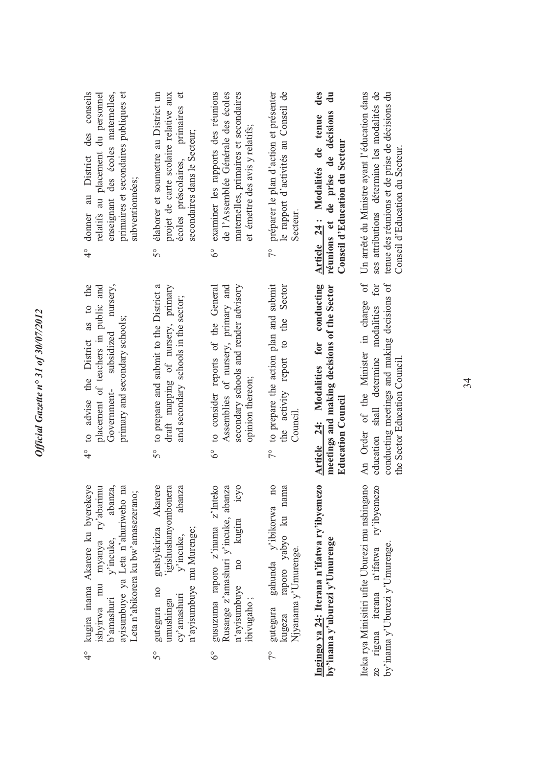4° kugira inama Akarere ku byerekeye ishyirwa mu myanya ry'abarimu b'amashuri y'incuke, abanza, ayisumbuye ya Leta n'ahuriweho na Leta n'abikorera ku bw'amasezerano;

5° gutegura no gushyikiriza Akarere umushinga w'igishushanyombonera cy'amashuri y'incuke, abanza n'ayisumbuye mu Murenge;

6° gusuzuma raporo z'inama z'Inteko Rusange z'amashuri y'incuke, abanza n'ayisumbuye no kugira icyo ibivugaho ;

7° gutegura gahunda y'ibikorwa no kugeza raporo yabyo ku nama Njyanama y'Umurenge.

**Ingingo ya 24: Iterana n'ifatwa ry'ibyemezo by'inama y'uburezi y'Umurenge**

Iteka rya Minisitiri ufite Uburezi mu nshingano ze rigena iterana n'ifatwa ry'ibyemezo by'inama y'Uburezi y'Umurenge.

4° to advise the District as to the placement of teachers in public and Government- subsidized nursery, primary and secondary schools;

5° to prepare and submit to the District a draft mapping of nursery, primary and secondary schools in the sector;

6° to consider reports of the General Assemblies of nursery, primary and secondary schools and render advisory opinion thereon;

7° to prepare the action plan and submit the activity report to the Sector Council.

**Article 24: Modalities for conducting meetings and making decisions of the Sector Education Council**

An Order of the Minister in charge of education shall determine modalities for conducting meetings and making decisions of the Sector Education Council.

4° donner au District des conseils relatifs au placement du personnel enseignant des écoles maternelles, primaires et secondaires publiques et subventionnées;

5° élaborer et soumettre au District un projet de carte scolaire relative aux écoles préscolaires, primaires et secondaires dans le Secteur;

6° examiner les rapports des réunions de l'Assemblée Générale des écoles maternelles, primaires et secondaires et émettre des avis y relatifs;

7° préparer le plan d'action et présenter le rapport d'activités au Conseil de Secteur.

**Article 24 : Modalités de tenue des réunions et de prise de décisions du Conseil d'Education du Secteur**

Un arrêté du Ministre ayant l'éducation dans ses attributions détermine les modalités de tenue des réunions et de prise de décisions du Conseil d'Education du Secteur.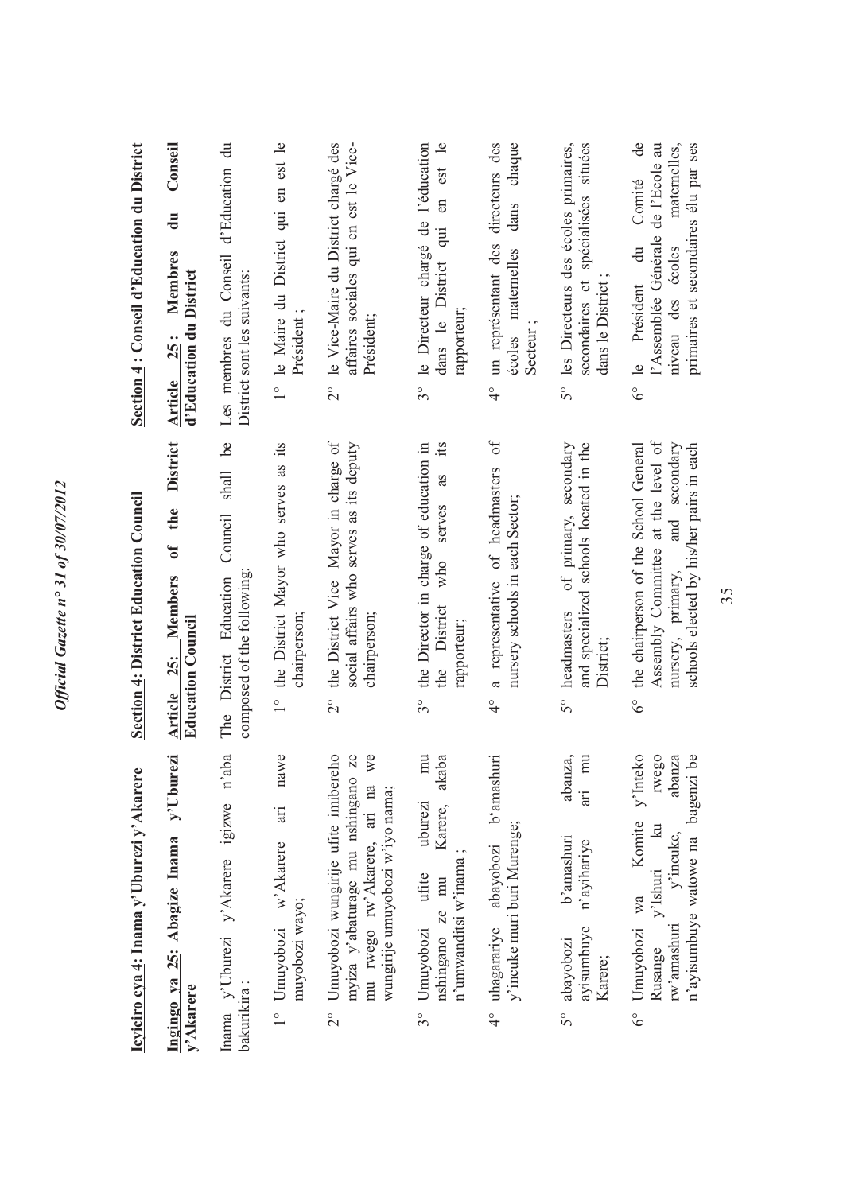**Icyiciro cya 4: Inama y'Uburezi y'Akarere**

**Ingingo ya 25: Abagize Inama y'Uburezi y'Akarere**

Inama y'Uburezi y'Akarere igizwe n'aba bakurikira :

1° Umuyobozi w'Akarere ari nawe muyobozi wayo;

2° Umuyobozi wungirije ufite imibereho myiza y'abaturage mu nshingano ze mu rwego rw'Akarere, ari na we wungirije umuyobozi w'iyo nama;

3° Umuyobozi ufite uburezi mu nshingano ze mu Karere, akaba n'umwanditsi w'inama ;

4° uhagarariye abayobozi b'amashuri y'incuke muri buri Murenge;

5° abayobozi b'amashuri abanza, ayisumbuye n'ayihariye ari mu Karere;

6° Umuyobozi wa Komite y'Inteko Rusange y'Ishuri ku rwego rw'amashuri y'incuke, abanza n'ayisumbuye watowe na bagenzi be

**Section 4: District Education Council**

**Article 25: Members of the District Education Council**

The District Education Council shall be composed of the following:

1° the District Mayor who serves as its chairperson;

2° the District Vice Mayor in charge of social affairs who serves as its deputy chairperson;

3° the Director in charge of education in the District who serves as its rapporteur;

4° a representative of headmasters of nursery schools in each Sector;

5° headmasters of primary, secondary and specialized schools located in the District;

6° the chairperson of the School General Assembly Committee at the level of nursery, primary, and secondary schools elected by his/her pairs in each

**Section 4 : Conseil d'Education du District**

**Article 25 : Membres du Conseil d'Education du District**

Les membres du Conseil d'Education du District sont les suivants:

1° le Maire du District qui en est le Président ;

2° le Vice-Maire du District chargé des affaires sociales qui en est le Vice-Président;

3° le Directeur chargé de l'éducation dans le District qui en est le rapporteur;

4° un représentant des directeurs des écoles maternelles dans chaque Secteur ;

5° les Directeurs des écoles primaires, secondaires et spécialisées situées dans le District ;

6° le Président du Comité de l'Assemblée Générale de l'Ecole au niveau des écoles maternelles, primaires et secondaires élu par ses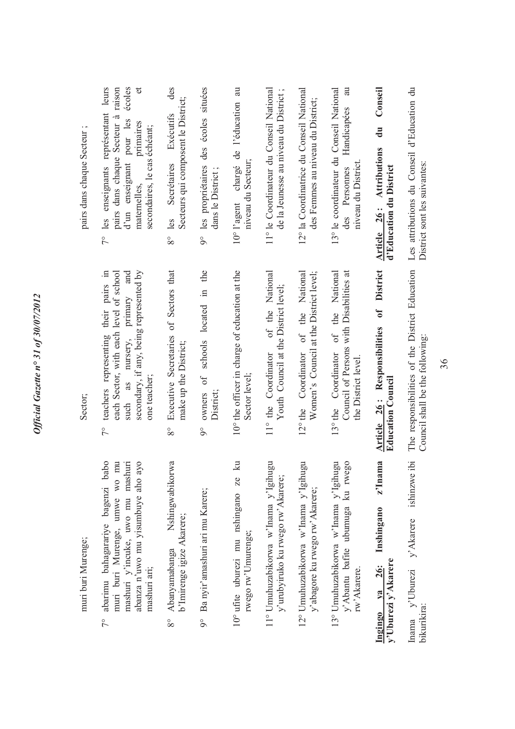muri buri Murenge;

7° abarimu bahagarariye bagenzi babo muri buri Murenge, umwe wo mu mashuri y'incuke, uwo mu mashuri abanza n'uwo mu yisumbuye aho ayo mashuri ari;

8° Abanyamabanga Nshingwabikorwa b'Imirenge igize Akarere;

9° Ba nyir'amashuri ari mu Karere;

10° ufite uburezi mu nshingano ze ku rwego rw'Umurenge;

11° Umuhuzabikorwa w'Inama y'Igihugu y'urubyiruko ku rwego rw'Akarere;

12° Umuhuzabikorwa w'Inama y'Igihugu y'abagore ku rwego rw'Akarere;

13° Umuhuzabikorwa w'Inama y'Igihugu y'Abantu bafite ubumuga ku rwego rw'Akarere.

**Ingingo ya 26: Inshingano z'Inama y'Uburezi y'Akarere**

Inama y'Uburezi y'Akarere ishinzwe ibi bikurikira:

Sector;

7° teachers representing their pairs in each Sector, with each level of school such as nursery, primary and secondary, if any, being represented by one teacher;

8° Executive Secretaries of Sectors that make up the District;

9° owners of schools located in the District;

10° the officer in charge of education at the Sector level;

11° the Coordinator of the National Youth Council at the District level;

12° the Coordinator of the National Women's Council at the District level;

13° the Coordinator of the National Council of Persons with Disabilities at the District level.

**Article 26: Responsibilities of District Education Council**

The responsibilities of the District Education Council shall be the following:

pairs dans chaque Secteur ;

7° les enseignants représentant leurs pairs dans chaque Secteur à raison d'un enseignant pour les écoles maternelles, primaires et secondaires, le cas échéant;

8° les Secrétaires Exécutifs des Secteurs qui composent le District;

9° les propriétaires des écoles situées dans le District ;

10° l'agent chargé de l'éducation au niveau du Secteur;

11° le Coordinateur du Conseil National de la Jeunesse au niveau du District ;

12° la Coordinatrice du Conseil National des Femmes au niveau du District;

13° le coordinateur du Conseil National des Personnes Handicapées au niveau du District.

**Article 26: Attributions du Conseil d'Education du District**

Les attributions du Conseil d'Education du District sont les suivantes: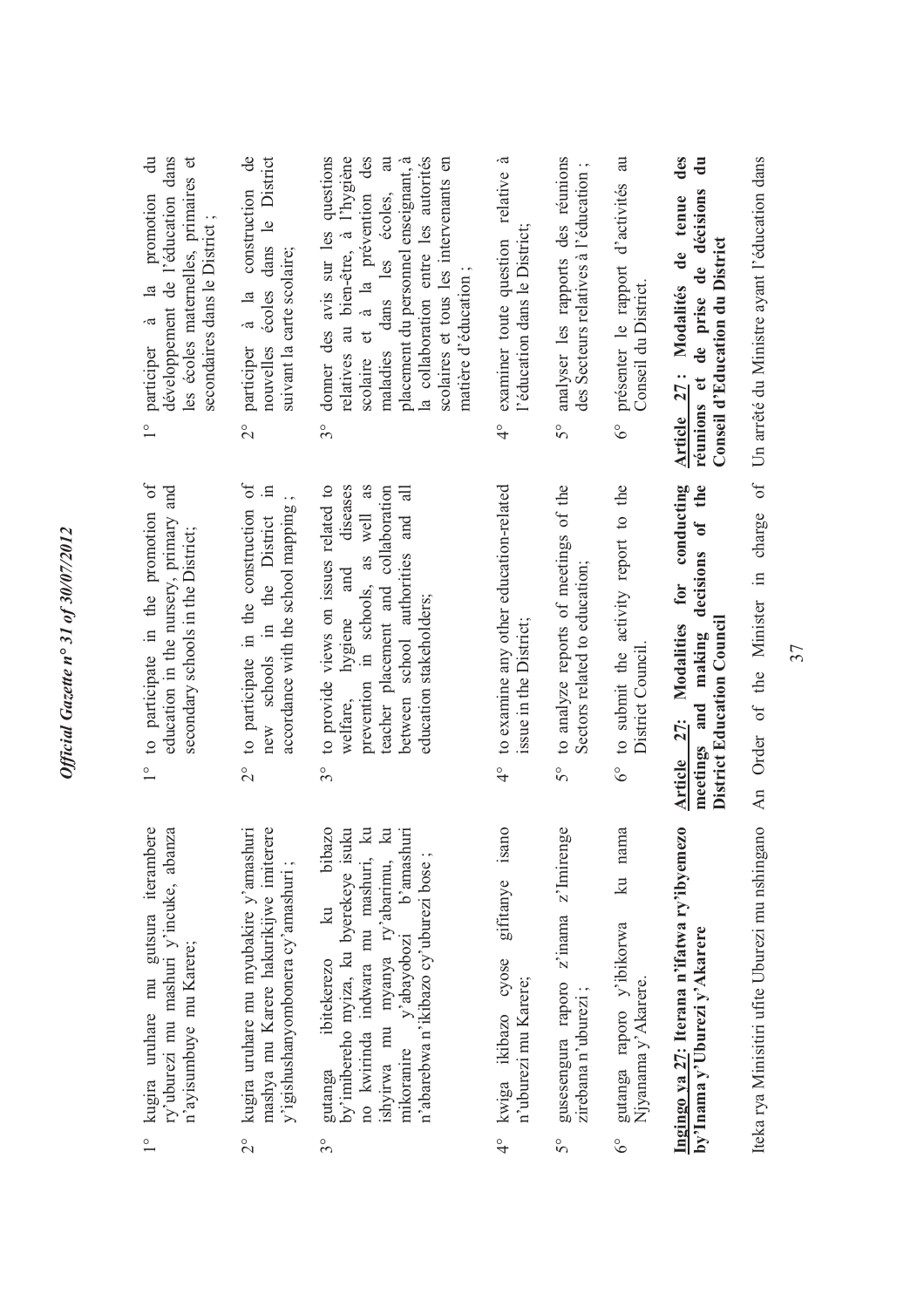1° kugira uruhare mu gutsura iterambere ry'uburezi mu mashuri y'incuke, abanza n'ayisumbuye mu Karere;

2° kugira uruhare mu myubakire y'amashuri mashya mu Karere hakurikijwe imiterere y'igishushanyombonera cy'amashuri ;

3° gutanga ibitekerezo ku bibazo by'imibereho myiza, ku byerekeye isuku no kwirinda indwara mu mashuri, ku ishyirwa mu myanya ry'abarimu, ku mikoranire y'abayobozi b'amashuri n'abarebwa n'ikibazo cy'uburezi bose ;

4° kwiga ikibazo cyose gifitanye isano n'uburezi mu Karere;

5° gusesengura raporo z'inama z'Imirenge zirebana n'uburezi ;

6° gutanga raporo y'ibikorwa ku nama Njyanama y'Akarere.

**Ingingo ya 27: Iterana n'ifatwa ry'ibyemezo by'Inama y'Uburezi y'Akarere**

Iteka rya Minisitiri ufite Uburezi mu nshingano

1° to participate in the promotion of education in the nursery, primary and secondary schools in the District;

2° to participate in the construction of new schools in the District in accordance with the school mapping ;

3° to provide views on issues related to welfare, hygiene and diseases prevention in schools, as well as teacher placement and collaboration between school authorities and all education stakeholders;

4° to examine any other education-related issue in the District;

5° to analyze reports of meetings of the Sectors related to education;

6° to submit the activity report to the District Council.

**Article 27: Modalities for conducting meetings and making decisions of the District Education Council**

An Order of the Minister in charge of

1° participer à la promotion du développement de l'éducation dans les écoles maternelles, primaires et secondaires dans le District ;

2° participer à la construction de nouvelles écoles dans le District suivant la carte scolaire;

3° donner des avis sur les questions relatives au bien-être, à l'hygiène scolaire et à la prévention des maladies dans les écoles, au placement du personnel enseignant, à la collaboration entre les autorités scolaires et tous les intervenants en matière d'éducation ;

4° examiner toute question relative à l'éducation dans le District;

5° analyser les rapports des réunions des Secteurs relatives à l'éducation ;

6° présenter le rapport d'activités au Conseil du District.

**Article 27 : Modalités de tenue des réunions et de prise de décisions du Conseil d'Education du District**

Un arrêté du Ministre ayant l'éducation dans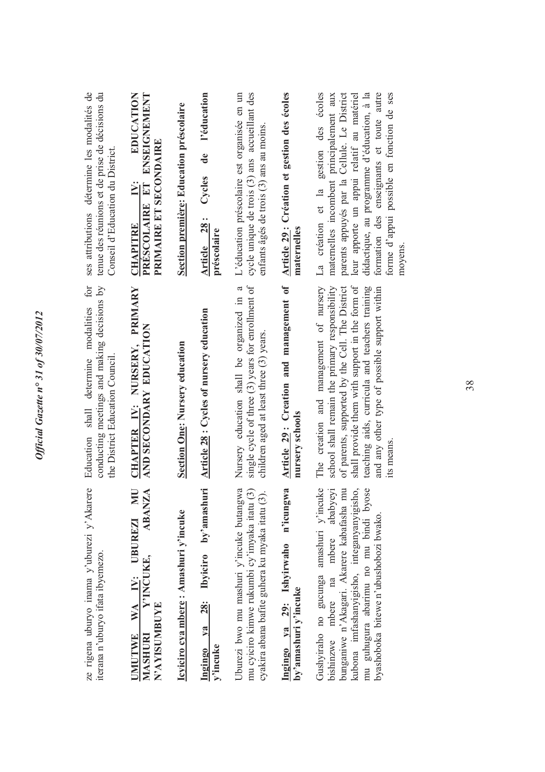ze rigena uburyo inama y'uburezi y'Akarere iterana n'uburyo ifata ibyemezo.

**UMUTWE WA IV: UBUREZI MU MASHURI Y'INCUKE, ABANZA N'AYISUMBUYE**

**Icyiciro cya mbere: Amashuri y'incuke**

**Ingingo ya 28: Ibyiciro by'amashuri y'incuke**

Uburezi bwo mu mashuri y'incuke butangwa mu cyiciro kimwe rukumbi cy'imyaka itatu (3) cyakira abana bafite guhera ku myaka itatu (3).

**Ingingo ya 29: Ishyirwaho n'icungwa by'amashuri y'incuke**

Gushyiraho no gucunga amashuri y'incuke bishinzwe mbere na mbere ababyeyi bunganiwe n'Akagari. Akarere kabafasha mu kubona imfashanyigisho, integanyanyigisho, mu guhugura abarimu no mu bindi byose byashoboka bitewe n'ubushobozi bwako.

Education shall determine modalities for conducting meetings and making decisions by the District Education Council.

**CHAPTER IV: NURSERY, PRIMARY AND SECONDARY EDUCATION**

**Section One: Nursery education**

**Article 28: Cycles of nursery education**

Nursery education shall be organized in a single cycle of three (3) years for enrollment of children aged at least three (3) years.

**Article 29: Creation and management of nursery schools**

The creation and management of nursery school shall remain the primary responsibility of parents, supported by the Cell. The District shall provide them with support in the form of teaching aids, curricula and teachers training and any other type of possible support within its means.

ses attributions détermine les modalités de tenue des réunions et de prise de décisions du Conseil d'Education du District.

**CHAPITRE IV: EDUCATION PRÉSCOLAIRE ET ENSEIGNEMENT PRIMAIRE ET SECONDAIRE**

**Section première: Education préscolaire**

**Article 28 : Cycles de l'éducation préscolaire**

L'éducation préscolaire est organisée en un cycle unique de trois (3) ans accueillant des enfants âgés de trois (3) ans au moins.

**Article 29 : Création et gestion des écoles maternelles**

La création et la gestion des écoles maternelles incombent principalement aux parents appuyés par la Cellule. Le District leur apporte un appui relatif au matériel didactique, au programme d'éducation, à la formation des enseignants et toute autre forme d'appui possible en fonction de ses moyens.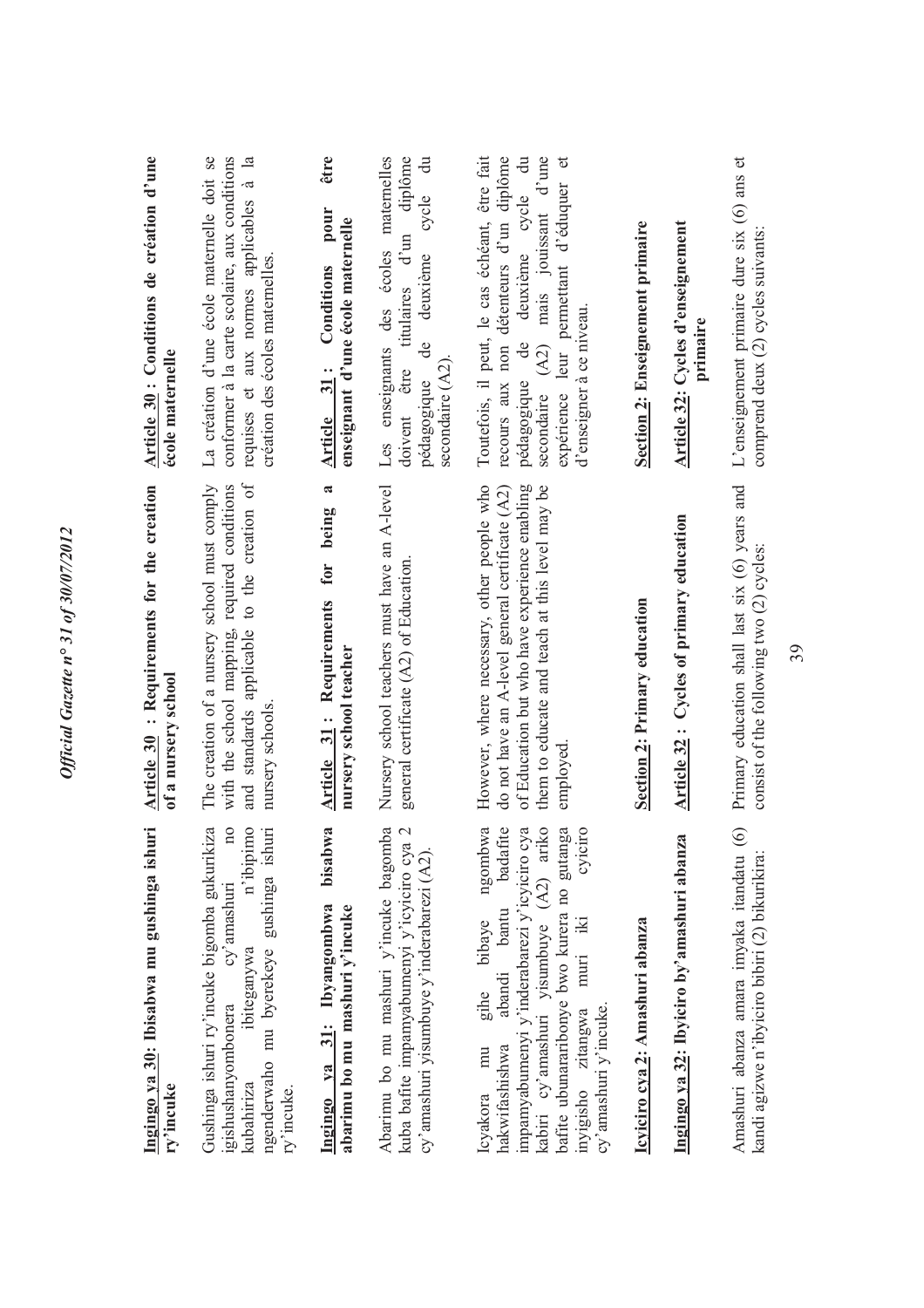**Ingingo ya 30: Ibisabwa mu gushinga ishuri ry'incuke**

Gushinga ishuri ry'incuke bigomba gukurikiza igishushanyombonera cy'amashuri no kubahiriza ibiteganywa n'ibipimo ngenderwaho mu byerekeye gushinga ishuri ry'incuke.

**Ingingo ya 31: Ibyangombwa bisabwa abarimu bo mu mashuri y'incuke**

Abarimu bo mu mashuri y'incuke bagomba kuba bafite impamyabumenyi y'icyiciro cya 2 cy'amashuri yisumbuye y'inderabarezi (A2).

Icyakora mu gihe bibaye ngombwa hakwifashishwa abandi bantu badafite impamyabumenyi y'inderabarezi y'icyiciro cya kabiri cy'amashuri yisumbuye (A2) ariko bafite ubunararibonye bwo kurera no gutanga inyigisho zitangwa muri iki cyiciro cy'amashuri y'incuke.

**Icyiciro cya 2: Amashuri abanza**

**Ingingo ya 32: Ibyiciro by'amashuri abanza**

Amashuri abanza amara imyaka itandatu (6) kandi agizwe n'ibyiciro bibiri (2) bikurikira:

**Article 30 : Requirements for the creation of a nursery school**

The creation of a nursery school must comply with the school mapping, required conditions and standards applicable to the creation of nursery schools.

**Article 31 : Requirements for being a nursery school teacher**

Nursery school teachers must have an A-level general certificate (A2) of Education.

However, where necessary, other people who do not have an A-level general certificate (A2) of Education but who have experience enabling them to educate and teach at this level may be employed.

**Section 2: Primary education**

**Article 32 : Cycles of primary education**

Primary education shall last six (6) years and consist of the following two (2) cycles:

**Article 30 : Conditions de création d'une école maternelle**

La création d'une école maternelle doit se conformer à la carte scolaire, aux conditions requises et aux normes applicables à la création des écoles maternelles.

**Article 31 : Conditions pour être enseignant d'une école maternelle**

Les enseignants des écoles maternelles doivent être titulaires d'un diplôme pédagogique de deuxième cycle du secondaire (A2).

Toutefois, il peut, le cas échéant, être fait recours aux non détenteurs d'un diplôme pédagogique de deuxième cycle du secondaire (A2) mais jouissant d'une expérience leur permettant d'éduquer et d'enseigner à ce niveau.

**Section 2: Enseignement primaire**

**Article 32: Cycles d'enseignement primaire**

L'enseignement primaire dure six (6) ans et comprend deux (2) cycles suivants: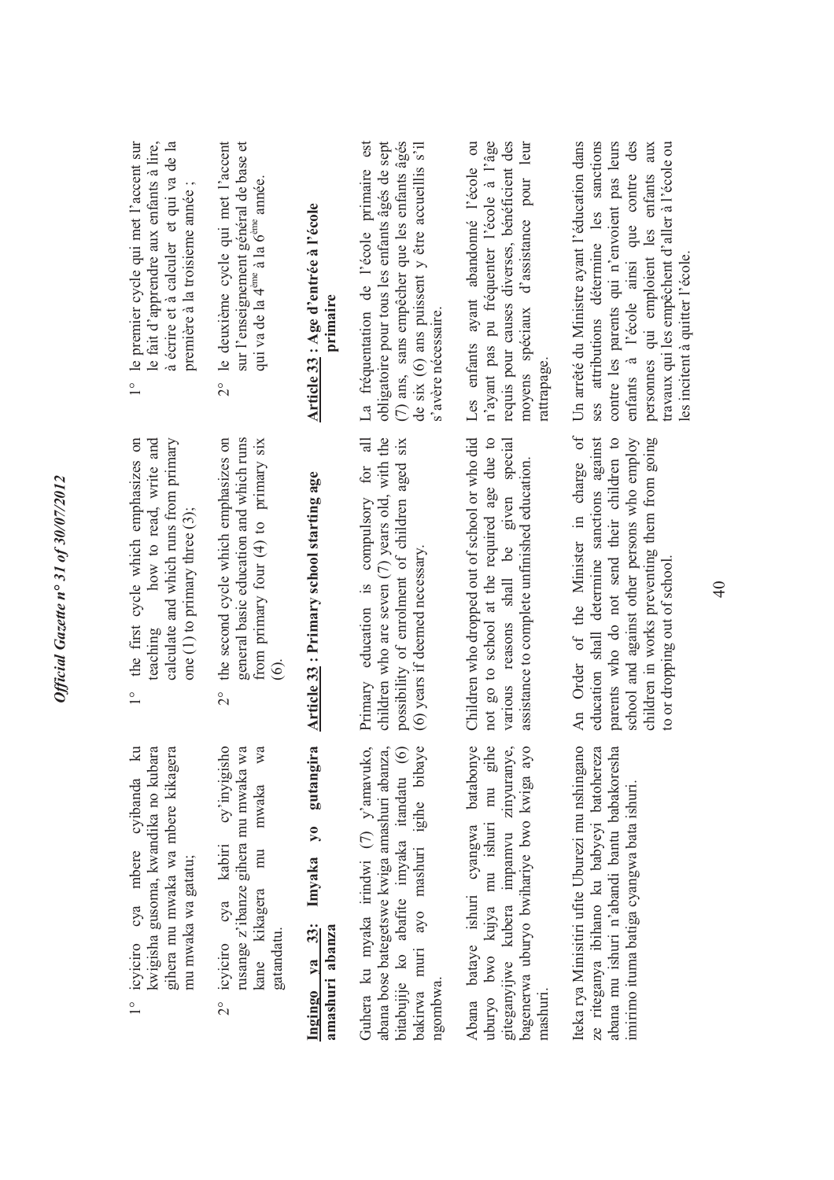1° icyiciro cya mbere cyibanda ku kwigisha gusoma, kwandika no kubara gihera mu mwaka wa mbere kikagera mu mwaka wa gatatu;

2° icyiciro cya kabiri cy'inyigisho rusange z'ibanze gihera mu mwaka wa kane kikagera mu mwaka wa gatandatu.

**Ingingo ya 33: Imyaka yo gutangira amashuri abanza**

Guhera ku myaka irindwi (7) y'amavuko, abana bose bategetswe kwiga amashuri abanza, bitabujije ko abafite imyaka itandatu (6) bakirwa muri ayo mashuri igihe bibaye ngombwa.

Abana bataye ishuri cyangwa batabonye uburyo bwo kujya mu ishuri mu gihe giteganyijwe kubera impamvu zinyuranye, bagenerwa uburyo bwihariye bwo kwiga ayo mashuri.

Iteka rya Minisitiri ufite Uburezi mu nshingano ze riteganya ibihano ku babyeyi batohereza abana mu ishuri n'abandi bantu babakoresha imirimo ituma batiga cyangwa bata ishuri.

1° the first cycle which emphasizes on teaching how to read, write and calculate and which runs from primary one (1) to primary three (3);

2° the second cycle which emphasizes on general basic education and which runs from primary four (4) to primary six (6).

**Article 33: Primary school starting age**

Primary education is compulsory for all children who are seven (7) years old, with the possibility of enrolment of children aged six (6) years if deemed necessary.

Children who dropped out of school or who did not go to school at the required age due to various reasons shall be given special assistance to complete unfinished education.

An Order of the Minister in charge of education shall determine sanctions against parents who do not send their children to school and against other persons who employ children in works preventing them from going to or dropping out of school.

1° le premier cycle qui met l'accent sur le fait d'apprendre aux enfants à lire, à écrire et à calculer et qui va de la première à la troisième année ;

2° le deuxième cycle qui met l'accent sur l'enseignement général de base et qui va de la 4ème à la 6ème année.

**Article 33 : Age d'entrée à l'école primaire**

La fréquentation de l'école primaire est obligatoire pour tous les enfants âgés de sept (7) ans, sans empêcher que les enfants âgés de six (6) ans puissent y être accueillis s'il s'avère nécessaire.

Les enfants ayant abandonné l'école ou n'ayant pas pu fréquenter l'école à l'âge requis pour causes diverses, bénéficient des moyens spéciaux d'assistance pour leur rattrapage.

Un arrêté du Ministre ayant l'éducation dans ses attributions détermine les sanctions contre les parents qui n'envoient pas leurs enfants à l'école ainsi que contre des personnes qui emploient les enfants aux travaux qui les empêchent d'aller à l'école ou les incitent à quitter l'école.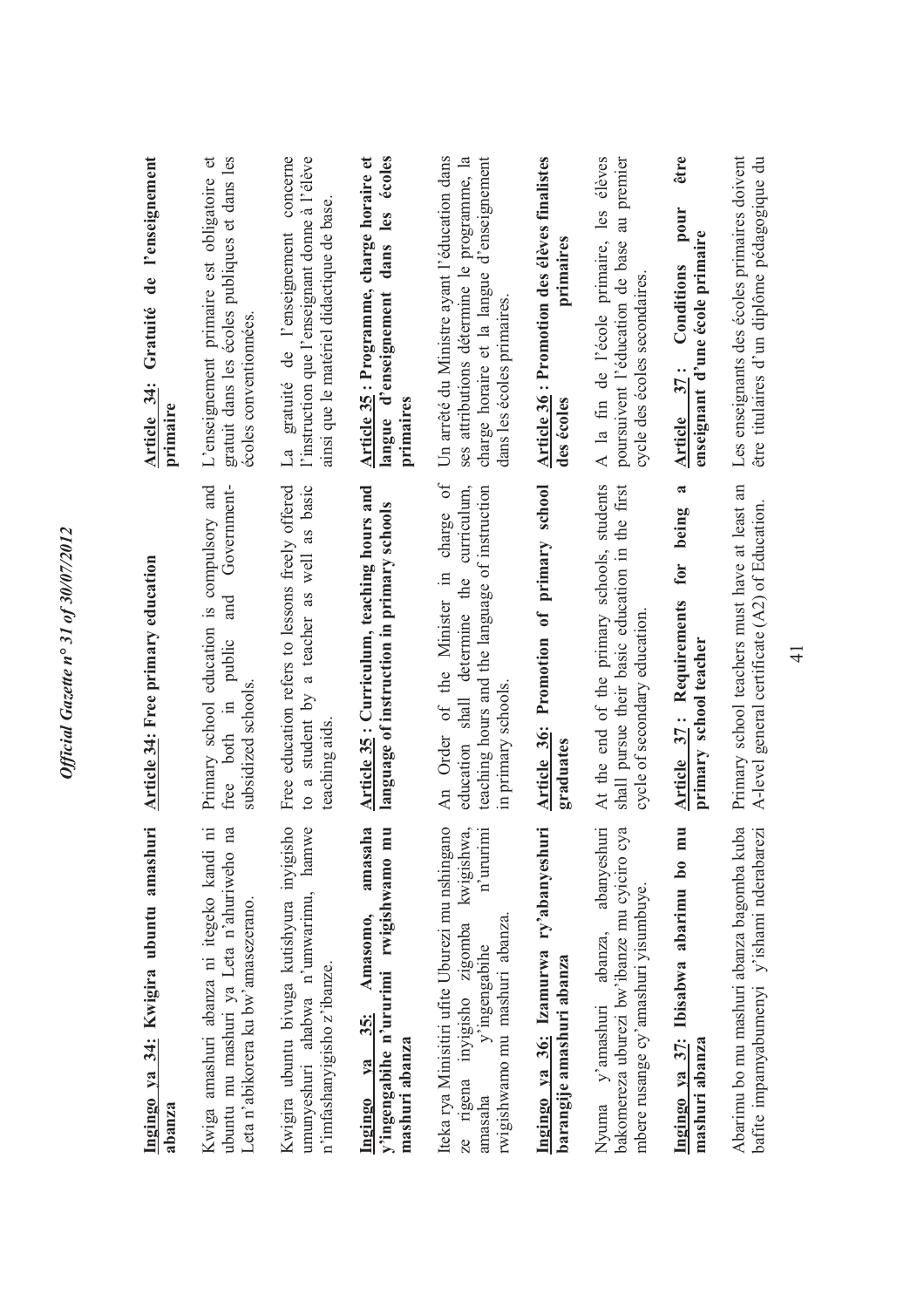**Ingingo ya 34: Kwigira ubuntu amashuri abanza**

Kwiga amashuri abanza ni itegeko kandi ni ubuntu mu mashuri ya Leta n'ahuriweho na Leta n'abikorera ku bw'amasezerano.

Kwigira ubuntu bivuga kutishyura inyigisho umunyeshuri ahabwa n'umwarimu, hamwe n'imfashanyigisho z'ibanze.

**Ingingo ya 35: Amasomo, amasaha y'ingengabihe n'ururimi rwigishwamo mu mashuri abanza**

Iteka rya Minisitiri ufite Uburezi mu nshingano ze rigena inyigisho zigomba kwigishwa, amasaha y'ingengabihe n'ururimi rwigishwamo mu mashuri abanza.

**Ingingo ya 36: Izamurwa ry'abanyeshuri barangije amashuri abanza**

Nyuma y'amashuri abanza, abanyeshuri bakomereza uburezi bw'ibanze mu cyiciro cya mbere rusange cy'amashuri yisumbuye.

**Ingingo ya 37: Ibisabwa abarimu bo mu mashuri abanza**

Abarimu bo mu mashuri abanza bagomba kuba bafite impamyabumenyi y'ishami nderabarezi

**Article 34: Free primary education**

Primary school education is compulsory and free both in public and Government-subsidized schools.

Free education refers to lessons freely offered to a student by a teacher as well as basic teaching aids.

**Article 35 : Curriculum, teaching hours and language of instruction in primary schools**

An Order of the Minister in charge of education shall determine the curriculum, teaching hours and the language of instruction in primary schools.

**Article 36: Promotion of primary school graduates**

At the end of the primary schools, students shall pursue their basic education in the first cycle of secondary education.

**Article 37 : Requirements for being a primary school teacher**

Primary school teachers must have at least an A-level general certificate (A2) of Education.

**Article 34: Gratuité de l'enseignement primaire**

L'enseignement primaire est obligatoire et gratuit dans les écoles publiques et dans les écoles conventionnées.

La gratuité de l'enseignement concerne l'instruction que l'enseignant donne à l'élève ainsi que le matériel didactique de base.

**Article 35 : Programme, charge horaire et langue d'enseignement dans les écoles primaires**

Un arrêté du Ministre ayant l'éducation dans ses attributions détermine le programme, la charge horaire et la langue d'enseignement dans les écoles primaires.

**Article 36 : Promotion des élèves finalistes des écoles primaires**

A la fin de l'école primaire, les élèves poursuivent l'éducation de base au premier cycle des écoles secondaires.

**Article 37 : Conditions pour être enseignant d'une école primaire**

Les enseignants des écoles primaires doivent être titulaires d'un diplôme pédagogique du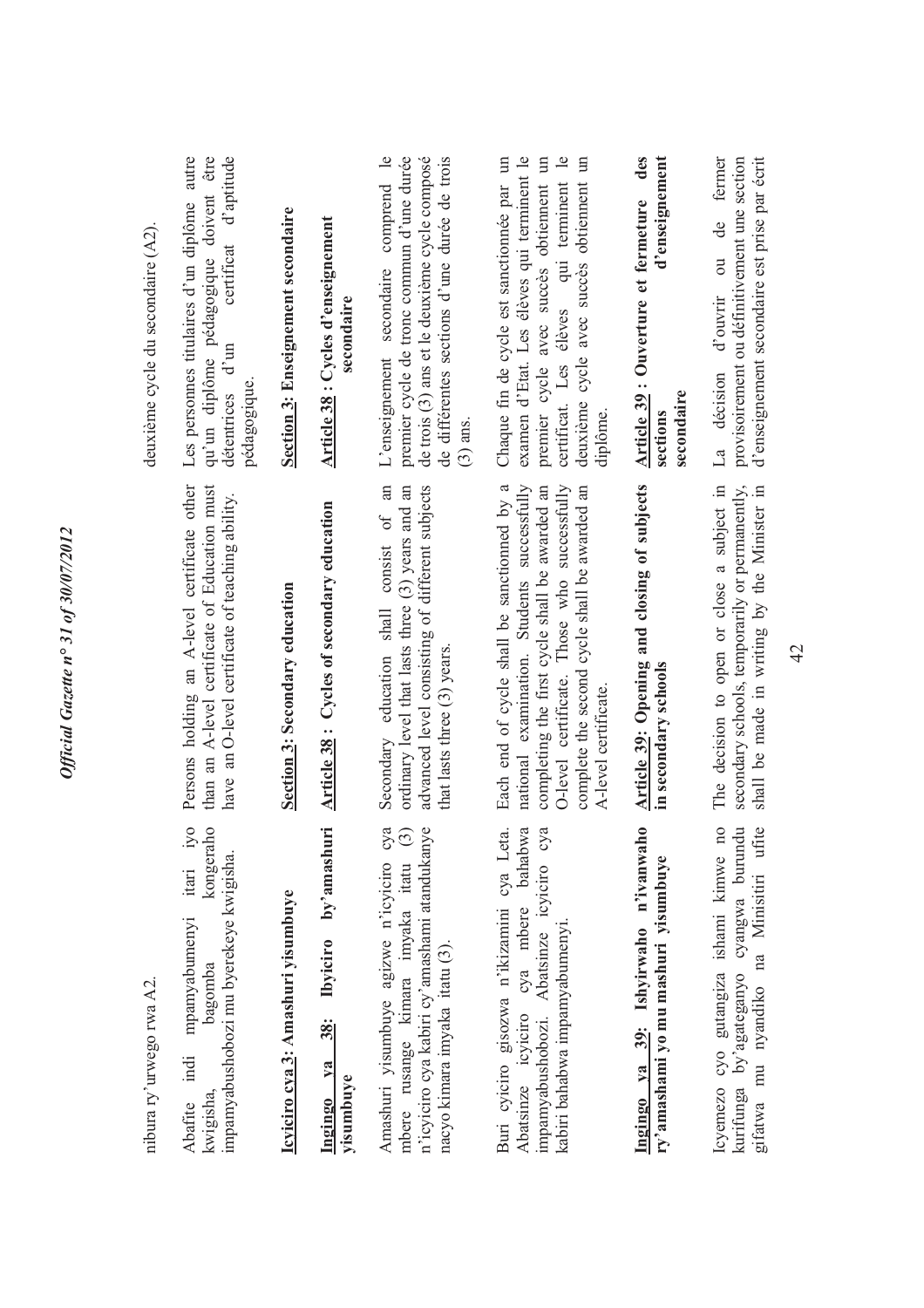nibura ry'urwego rwa A2.

Abafite indi mpamyabumenyi itari iyo kwigisha, bagomba kongeraho impamyabushobozi mu byerekeye kwigisha.

**Icyiciro cya 3: Amashuri yisumbuye**

**Ingingo ya 38: Ibyiciro by'amashuri yisumbuye**

Amashuri yisumbuye agizwe n'icyiciro cya mbere rusange kimara imyaka itatu (3) n'icyiciro cya kabiri cy'amashami atandukanye nacyo kimara imyaka itatu (3).

Buri cyiciro gisozwa n'ikizamini cya Leta. Abatsinze icyiciro cya mbere bahabwa impamyabushobozi. Abatsinze icyiciro cya kabiri bahabwa impamyabumenyi.

**Ingingo ya 39: Ishyirwaho n'ivanwaho ry'amashami yo mu mashuri yisumbuye**

Icyemezo cyo gutangiza ishami kimwe no kurifunga by'agateganyo cyangwa burundu gifatwa mu nyandiko na Minisitiri ufite

Persons holding an A-level certificate other than an A-level certificate of Education must have an O-level certificate of teaching ability.

**Section 3: Secondary education**

**Article 38: Cycles of secondary education**

Secondary education shall consist of an ordinary level that lasts three (3) years and an advanced level consisting of different subjects that lasts three (3) years.

Each end of cycle shall be sanctioned by a national examination. Students successfully completing the first cycle shall be awarded an O-level certificate. Those who successfully complete the second cycle shall be awarded an A-level certificate.

**Article 39: Opening and closing of subjects in secondary schools**

The decision to open or close a subject in secondary schools, temporarily or permanently, shall be made in writing by the Minister in

deuxième cycle du secondaire (A2).

Les personnes titulaires d'un diplôme autre qu'un diplôme pédagogique doivent être détentrices d'un certificat d'aptitude pédagogique.

**Section 3: Enseignement secondaire**

**Article 38 : Cycles d'enseignement secondaire**

L'enseignement secondaire comprend le premier cycle de tronc commun d'une durée de trois (3) ans et le deuxième cycle composé de différentes sections d'une durée de trois (3) ans.

Chaque fin de cycle est sanctionnée par un examen d'Etat. Les élèves qui terminent le premier cycle avec succès obtiennent un certificat. Les élèves qui terminent le deuxième cycle avec succès obtiennent un diplôme.

**Article 39 : Ouverture et fermeture des sections d'enseignement secondaire**

La décision d'ouvrir ou de fermer provisoirement ou définitivement une section d'enseignement secondaire est prise par écrit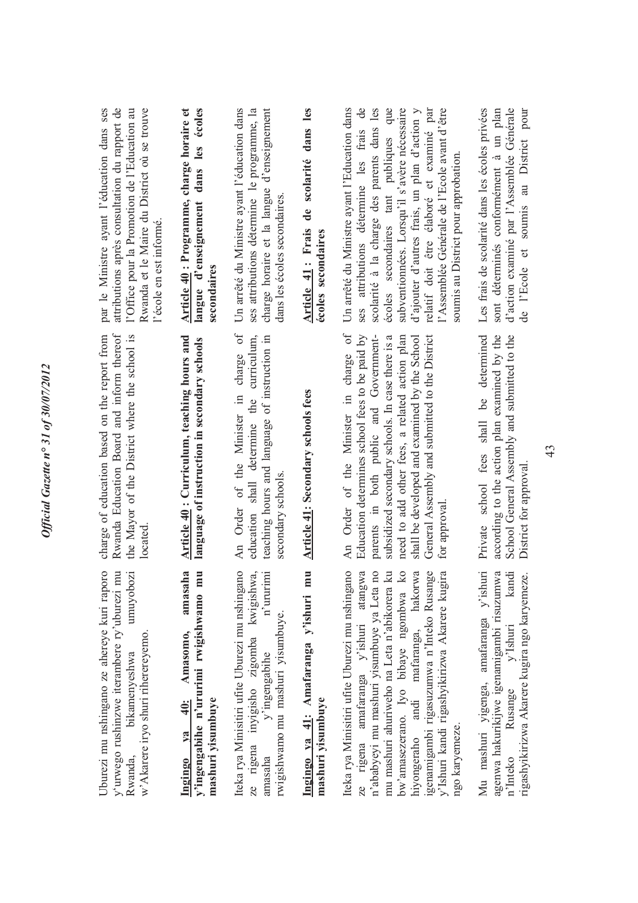Uburezi mu nshingano ze ahereye kuri raporo y'urwego rushinzwe iterambere ry'uburezi mu Rwanda, bikamenyeshwa umuyobozi w'Akarere iryo shuri riherereyemo.

**Ingingo ya 40: Amasomo, amasaha y'ingengabihe n'ururimi rwigishwamo mu mashuri yisumbuye**

Iteka rya Minisitiri ufite Uburezi mu nshingano ze rigena inyigisho zigomba kwigishwa, amasaha y'ingengabihe n'ururimi rwigishwamo mu mashuri yisumbuye.

**Ingingo ya 41: Amafaranga y'ishuri mu mashuri yisumbuye**

Iteka rya Minisitiri ufite Uburezi mu nshingano ze rigena amafaranga y'ishuri atangwa n'ababyeyi mu mashuri yisumbuye ya Leta no mu mashuri ahuriweho na Leta n'abikorera ku bw'amasezerano. Iyo bibaye ngombwa ko hiyongeraho andi mafaranga, hakorwa igenamigambi rigasuzumwa n'Inteko Rusange y'Ishuri kandi rigashyikirizwa Akarere kugira ngo karyemeze.

Mu mashuri yigenga, amafaranga y'ishuri agenwa hakurikijwe igenamigambi risuzumwa n'Inteko Rusange y'Ishuri kandi rigashyikirizwa Akarere kugira ngo karyemeze.

charge of education based on the report from Rwanda Education Board and inform thereof the Mayor of the District where the school is located.

**Article 40: Curriculum, teaching hours and language of instruction in secondary schools**

An Order of the Minister in charge of education shall determine the curriculum, teaching hours and language of instruction in secondary schools.

**Article 41: Secondary schools fees**

An Order of the Minister in charge of Education determines school fees to be paid by parents in both public and Government-subsidized secondary schools. In case there is a need to add other fees, a related action plan shall be developed and examined by the School General Assembly and submitted to the District for approval.

Private school fees shall be determined according to the action plan examined by the School General Assembly and submitted to the District for approval.

par le Ministre ayant l'éducation dans ses attributions après consultation du rapport de l'Office pour la Promotion de l'Education au Rwanda et le Maire du District où se trouve l'école en est informé.

**Article 40 : Programme, charge horaire et langue d'enseignement dans les écoles secondaires**

Un arrêté du Ministre ayant l'éducation dans ses attributions détermine le programme, la charge horaire et la langue d'enseignement dans les écoles secondaires.

**Article 41 : Frais de scolarité dans les écoles secondaires**

Un arrêté du Ministre ayant l'Education dans ses attributions détermine les frais de scolarité à la charge des parents dans les écoles secondaires tant publiques que subventionnées. Lorsqu'il s'avère nécessaire d'ajouter d'autres frais, un plan d'action y relatif doit être élaboré et examiné par l'Assemblée Générale de l'Ecole avant d'être soumis au District pour approbation.

Les frais de scolarité dans les écoles privées sont déterminés conformément à un plan d'action examiné par l'Assemblée Générale de l'Ecole et soumis au District pour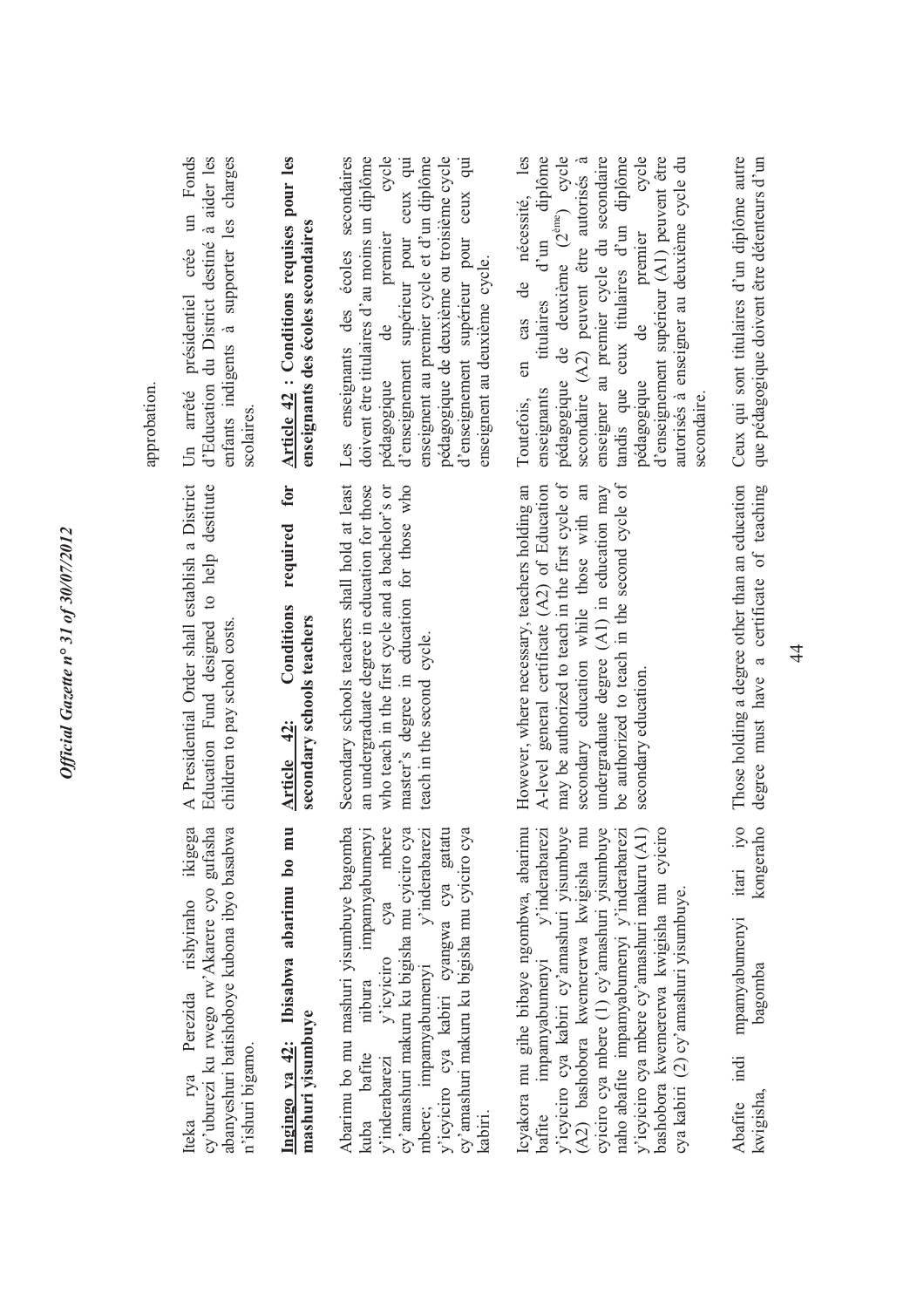approbation.

Iteka rya Perezida rishyiraho ikigega cy'uburezi ku rwego rw'Akarere cyo gufasha abanyeshuri batishoboye kubona ibyo basabwa n'ishuri bigamo.

A Presidential Order shall establish a District Education Fund designed to help destitute children to pay school costs.

Un arrêté présidentiel crée un Fonds d'Education du District destiné à aider les enfants indigents à supporter les charges scolaires.

**Ingingo ya 42: Ibisabwa abarimu bo mu mashuri yisumbuye**

Abarimu bo mu mashuri yisumbuye bagomba kuba bafite nibura impamyabumenyi y'inderabarezi y'icyiciro cya mbere cy'amashuri makuru ku bigisha mu cyiciro cya mbere; impamyabumenyi y'inderabarezi y'icyiciro cya kabiri cyangwa cya gatatu cy'amashuri makuru ku bigisha mu cyiciro cya kabiri.

Icyakora mu gihe bibaye ngombwa, abarimu bafite impamyabumenyi y'inderabarezi y'icyiciro cya kabiri cy'amashuri yisumbuye (A2) bashobora kwemererwa kwigisha mu cyiciro cya mbere (1) cy'amashuri yisumbuye naho abafite impamyabumenyi y'inderabarezi y'icyiciro cya mbere cy'amashuri makuru (A1) bashobora kwemererwa kwigisha mu cyiciro cya kabiri (2) cy'amashuri yisumbuye.

Abafite indi mpamyabumenyi itari iyo kwigisha, bagomba kongeraho

**Article 42: Conditions required for secondary schools teachers**

Secondary schools teachers shall hold at least an undergraduate degree in education for those who teach in the first cycle and a bachelor's or master's degree in education for those who teach in the second cycle.

However, where necessary, teachers holding an A-level general certificate (A2) of Education may be authorized to teach in the first cycle of secondary education while those with an undergraduate degree (A1) in education may be authorized to teach in the second cycle of secondary education.

Those holding a degree other than an education degree must have a certificate of teaching

**Article 42 : Conditions requises pour les enseignants des écoles secondaires**

Les enseignants des écoles secondaires doivent être titulaires d'au moins un diplôme pédagogique de premier cycle d'enseignement supérieur pour ceux qui enseignent au premier cycle et d'un diplôme pédagogique de deuxième ou troisième cycle d'enseignement supérieur pour ceux qui enseignent au deuxième cycle.

Toutefois, en cas de nécessité, les enseignants titulaires d'un diplôme pédagogique de deuxième ($2^{ème}$) cycle secondaire (A2) peuvent être autorisés à enseigner au premier cycle du secondaire tandis que ceux titulaires d'un diplôme pédagogique de premier cycle d'enseignement supérieur (A1) peuvent être autorisés à enseigner au deuxième cycle du secondaire.

Ceux qui sont titulaires d'un diplôme autre que pédagogique doivent être détenteurs d'un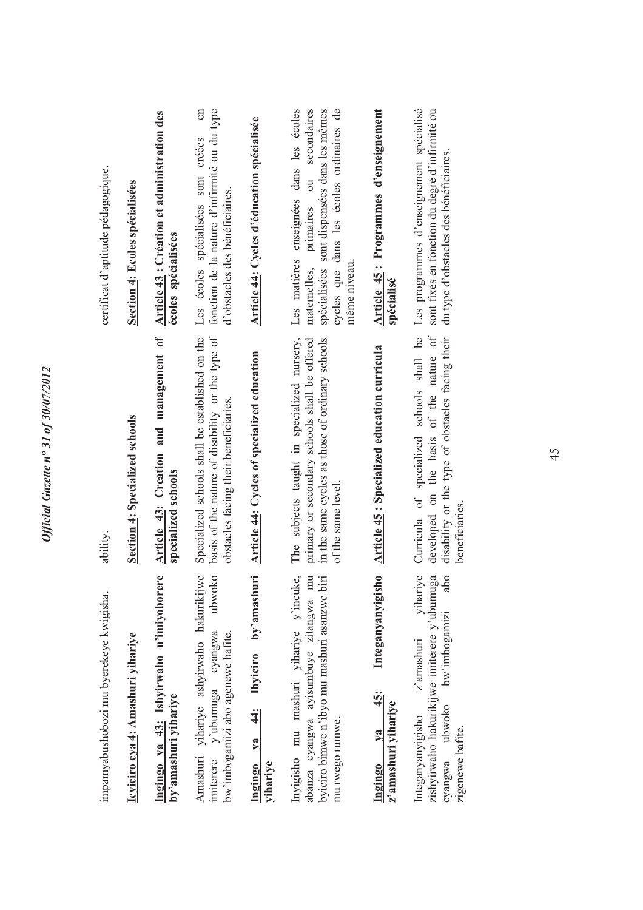impamyabushobozi mu byerekeye kwigisha.

**Icyiciro cya 4: Amashuri yihariye**

**Ingingo ya 43: Ishyirwaho n'imiyoborere by'amashuri yihariye**

Amashuri yihariye ashyirwaho hakurikijwe imiterere y'ubumuga cyangwa ubwoko bw'imbogamizi abo agenewe bafite.

**Ingingo ya 44: Ibyiciro by'amashuri yihariye**

Inyigisho mu mashuri yihariye y'incuke, abanza cyangwa ayisumbuye zitangwa mu byiciro bimwe n'ibyo mu mashuri asanzwe biri mu rwego rumwe.

**Ingingo ya 45: Integanyanyigisho z'amashuri yihariye**

Integanyanyigisho z'amashuri yihariye zishyirwaho hakurikijwe imiterere y'ubumuga cyangwa ubwoko bw'imbogamizi abo zigenewe bafite.

ability.

**Section 4: Specialized schools**

**Article 43: Creation and management of specialized schools**

Specialized schools shall be established on the basis of the nature of disability or the type of obstacles facing their beneficiaries.

**Article 44: Cycles of specialized education**

The subjects taught in specialized nursery, primary or secondary schools shall be offered in the same cycles as those of ordinary schools of the same level.

**Article 45: Specialized education curricula**

Curricula of specialized schools shall be developed on the basis of the nature of disability or the type of obstacles facing their beneficiaries.

certificat d'aptitude pédagogique.

**Section 4: Ecoles spécialisées**

**Article 43 : Création et administration des écoles spécialisées**

Les écoles spécialisées sont créées en fonction de la nature d'infirmité ou du type d'obstacles des bénéficiaires.

**Article 44: Cycles d'éducation spécialisée**

Les matières enseignées dans les écoles maternelles, primaires ou secondaires spécialisées sont dispensées dans les mêmes cycles que dans les écoles ordinaires de même niveau.

**Article 45 : Programmes d'enseignement spécialisé**

Les programmes d'enseignement spécialisé sont fixés en fonction du degré d'infirmité ou du type d'obstacles des bénéficiaires.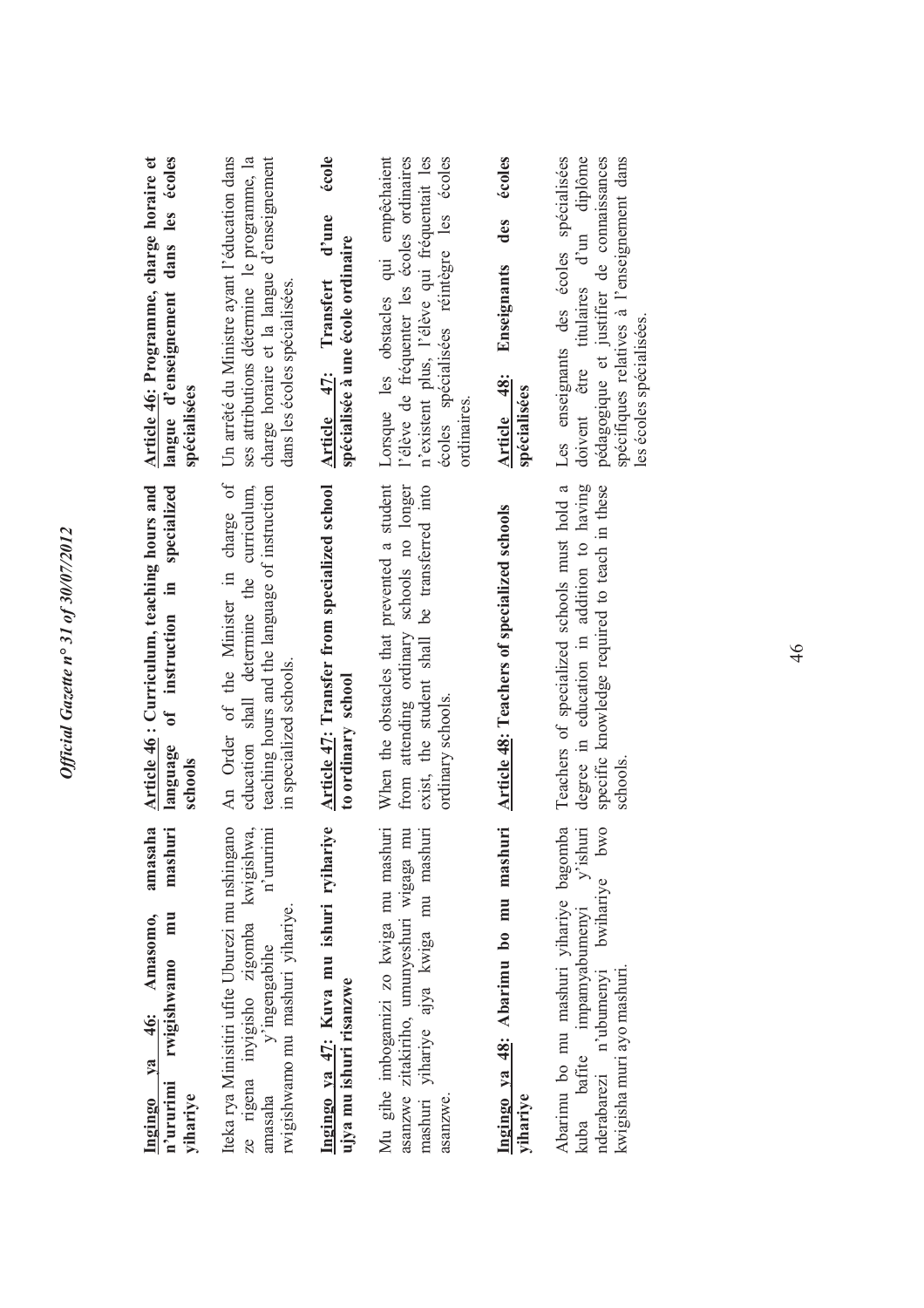**Ingingo ya 46: Amasomo, amasaha n'ururimi rwigishwamo mu mashuri yihariye**

Iteka rya Minisitiri ufite Uburezi mu nshingano ze rigena inyigisho zigomba kwigishwa, amasaha y'ingengabihe n'ururimi rwigishwamo mu mashuri yihariye.

**Ingingo ya 47: Kuva mu ishuri ryihariye ujya mu ishuri risanzwe**

Mu gihe imbogamizi zo kwiga mu mashuri asanzwe zitakiriho, umunyeshuri wigaga mu mashuri yihariye ajya kwiga mu mashuri asanzwe.

**Ingingo ya 48: Abarimu bo mu mashuri yihariye**

Abarimu bo mu mashuri yihariye bagomba kuba bafite impamyabumenyi y'ishuri nderabarezi n'ubumenyi bwihariye bwo kwigisha muri ayo mashuri.

**Article 46 : Curriculum, teaching hours and language of instruction in specialized schools**

An Order of the Minister in charge of education shall determine the curriculum, teaching hours and the language of instruction in specialized schools.

**Article 47: Transfer from specialized school to ordinary school**

When the obstacles that prevented a student from attending ordinary schools no longer exist, the student shall be transferred into ordinary schools.

**Article 48: Teachers of specialized schools**

Teachers of specialized schools must hold a degree in education in addition to having specific knowledge required to teach in these schools.

**Article 46: Programme, charge horaire et langue d'enseignement dans les écoles spécialisées**

Un arrêté du Ministre ayant l'éducation dans ses attributions détermine le programme, la charge horaire et la langue d'enseignement dans les écoles spécialisées.

**Article 47: Transfert d'une école spécialisée à une école ordinaire**

Lorsque les obstacles qui empêchaient l'élève de fréquenter les écoles ordinaires n'existent plus, l'élève qui fréquentait les écoles spécialisées réintègre les écoles ordinaires.

**Article 48: Enseignants des écoles spécialisées**

Les enseignants des écoles spécialisées doivent être titulaires d'un diplôme pédagogique et justifier de connaissances spécifiques relatives à l'enseignement dans les écoles spécialisées.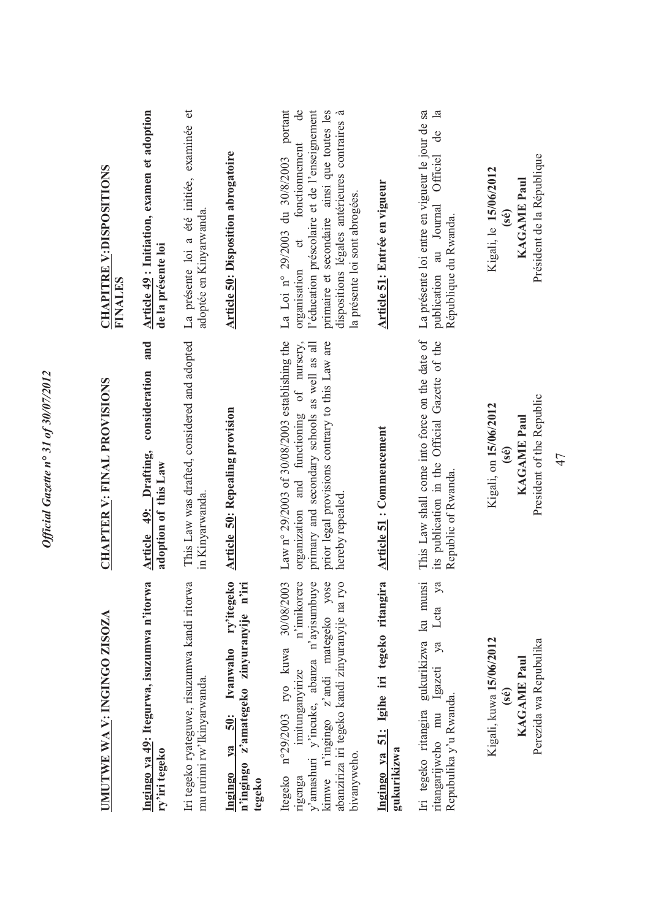## UMUTWE WA V: INGINGO ZISOZA

**Ingingo ya 49: Itegurwa, isuzumwa n'itorwa ry'iri tegeko**

Iri tegeko ryateguwe, risuzumwa kandi ritorwa mu rurimi rw'Ikinyarwanda.

**Ingingo ya 50: Ivanwaho ry'itegeko n'ingingo z'amategeko zinyuranyije n'iri tegeko**

Itegeko n°29/2003 ryo kuwa 30/08/2003 rigenga imitunganyirize n'imikorere y'amashuri y'incuke, abanza n'ayisumbuye kimwe n'ingingo z'andi mategeko yose abanziriza iri tegeko kandi zinyuranyije na ryo bivanyweho.

**Ingingo ya 51: Igihe iri tegeko ritangira gukurikizwa**

Iri tegeko ritangira gukurikizwa ku munsi ritangarijweho mu Igazeti ya Leta ya Repubulika y'u Rwanda.

Kigali, kuwa **15/06/2012**
**(sé)**
**KAGAME Paul**
Perezida wa Repubulika

## CHAPTER V: FINAL PROVISIONS

**Article 49: Drafting, consideration and adoption of this Law**

This Law was drafted, considered and adopted in Kinyarwanda.

**Article 50: Repealing provision**

Law n° 29/2003 of 30/08/2003 establishing the organization and functioning of nursery, primary and secondary schools as well as all prior legal provisions contrary to this Law are hereby repealed.

**Article 51 : Commencement**

This Law shall come into force on the date of its publication in the Official Gazette of the Republic of Rwanda.

Kigali, on **15/06/2012**
**(sé)**
**KAGAME Paul**
President of the Republic

## CHAPITRE V: DISPOSITIONS FINALES

**Article 49 : Initiation, examen et adoption de la présente loi**

La présente loi a été initiée, examinée et adoptée en Kinyarwanda.

**Article 50: Disposition abrogatoire**

La Loi n° 29/2003 du 30/8/2003 portant organisation et fonctionnement de l'éducation préscolaire et de l'enseignement primaire et secondaire ainsi que toutes les dispositions légales antérieures contraires à la présente loi sont abrogées.

**Article 51: Entrée en vigueur**

La présente loi entre en vigueur le jour de sa publication au Journal Officiel de la République du Rwanda.

Kigali, le **15/06/2012**
**(sé)**
**KAGAME Paul**
Président de la République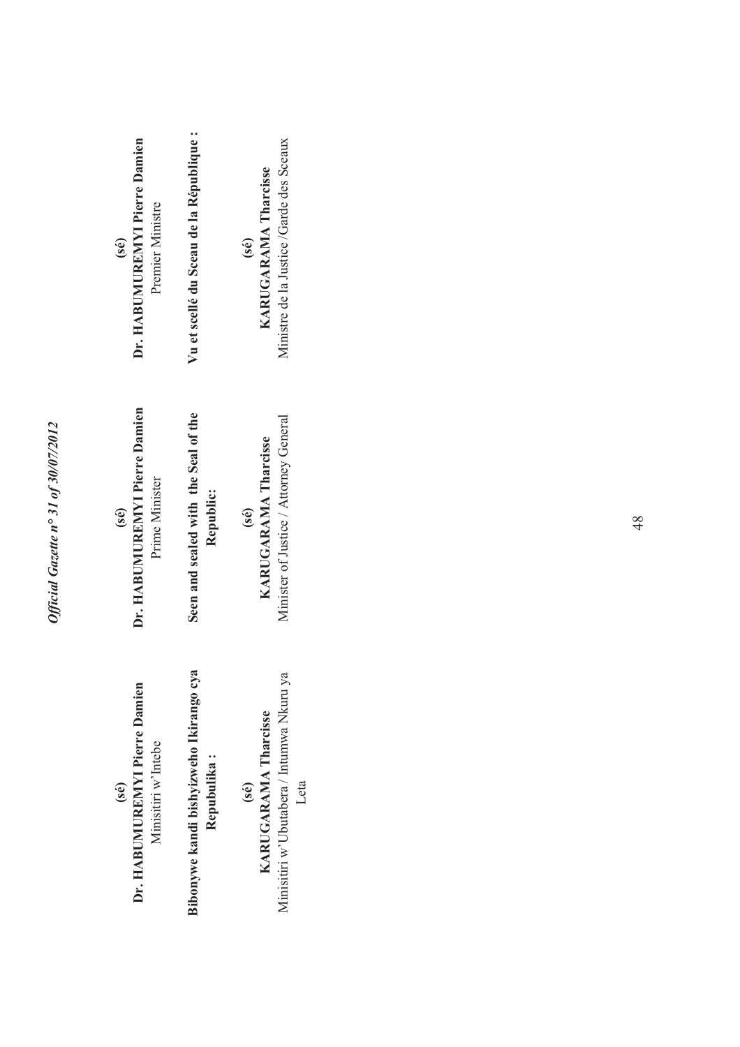(sé)
**Dr. HABUMUREMYI Pierre Damien**
Minisitiri w'Intebe

**Bibonywe kandi bishyizweho Ikirango cya Repubulika :**

(sé)
**KARUGARAMA Tharcisse**
Minisitiri w'Ubutabera / Intumwa Nkuru ya Leta

(sé)
**Dr. HABUMUREMYI Pierre Damien**
Prime Minister

**Seen and sealed with the Seal of the Republic:**

(sé)
**KARUGARAMA Tharcisse**
Minister of Justice / Attorney General

(sé)
**Dr. HABUMUREMYI Pierre Damien**
Premier Ministre

**Vu et scellé du Sceau de la République :**

(sé)
**KARUGARAMA Tharcisse**
Ministre de la Justice /Garde des Sceaux